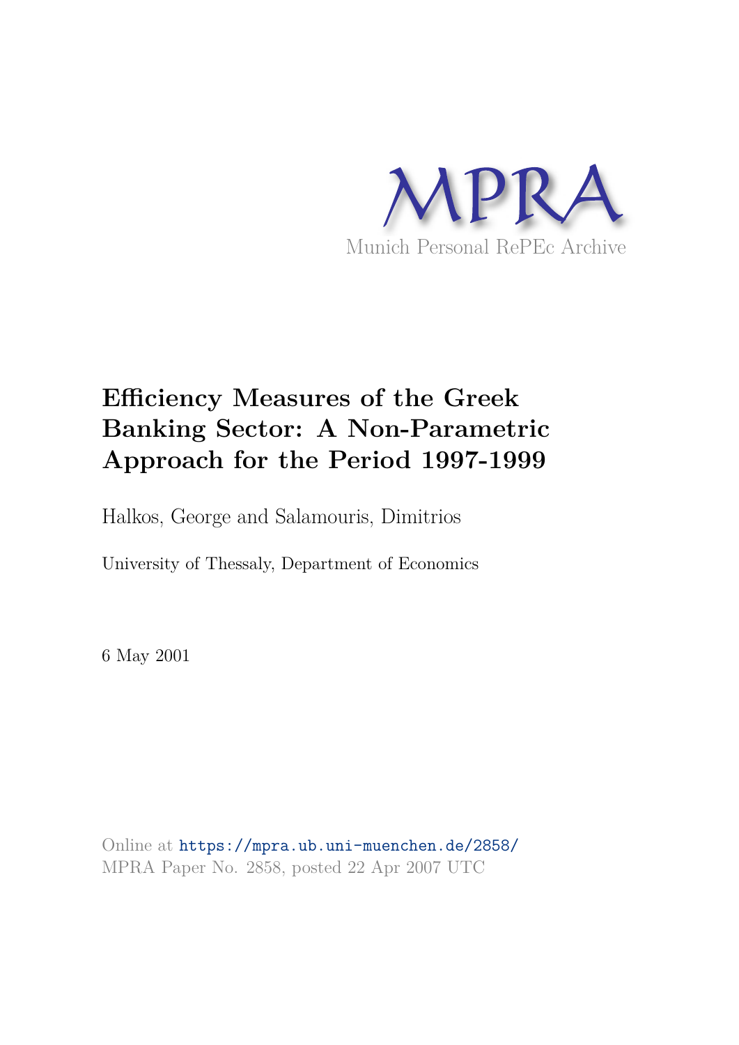MPRA

Munich Personal RePEc Archive

# Efficiency Measures of the Greek Banking Sector: A Non-Parametric Approach for the Period 1997-1999

Halkos, George and Salamouris, Dimitrios

University of Thessaly, Department of Economics

6 May 2001

Online at https://mpra.ub.uni-muenchen.de/2858/
MPRA Paper No. 2858, posted 22 Apr 2007 UTC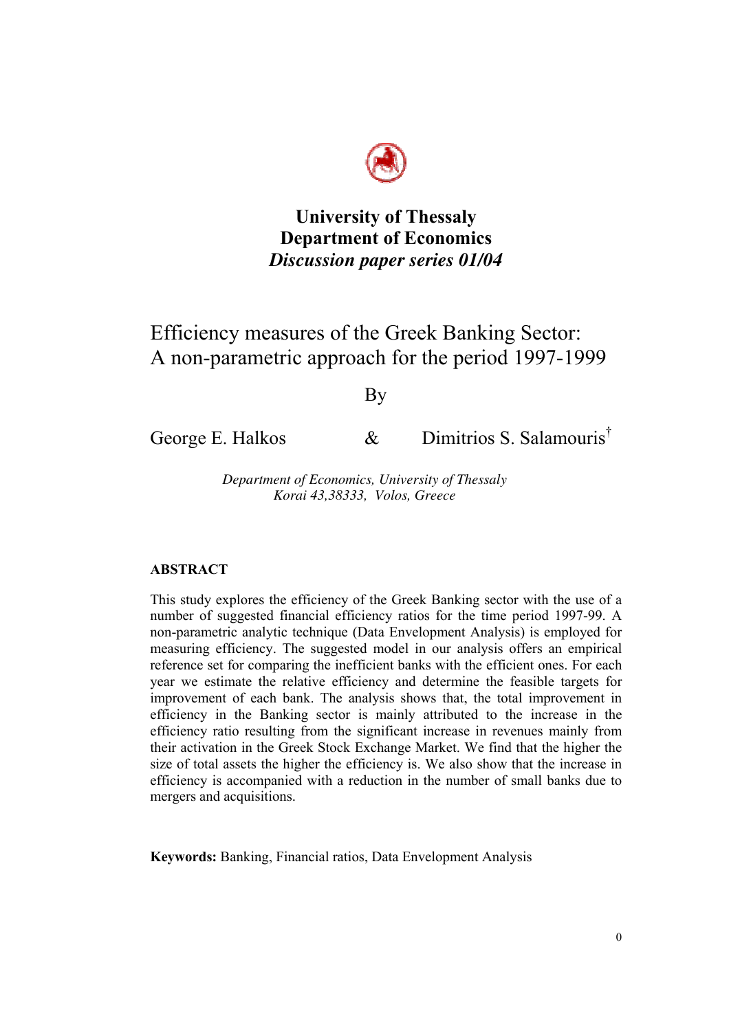**University of Thessaly**
**Department of Economics**
***Discussion paper series 01/04***

# Efficiency measures of the Greek Banking Sector: A non-parametric approach for the period 1997-1999

By

George E. Halkos & Dimitrios S. Salamouris[†]

*Department of Economics, University of Thessaly*
*Korai 43,38333, Volos, Greece*

## ABSTRACT

This study explores the efficiency of the Greek Banking sector with the use of a number of suggested financial efficiency ratios for the time period 1997-99. A non-parametric analytic technique (Data Envelopment Analysis) is employed for measuring efficiency. The suggested model in our analysis offers an empirical reference set for comparing the inefficient banks with the efficient ones. For each year we estimate the relative efficiency and determine the feasible targets for improvement of each bank. The analysis shows that, the total improvement in efficiency in the Banking sector is mainly attributed to the increase in the efficiency ratio resulting from the significant increase in revenues mainly from their activation in the Greek Stock Exchange Market. We find that the higher the size of total assets the higher the efficiency is. We also show that the increase in efficiency is accompanied with a reduction in the number of small banks due to mergers and acquisitions.

**Keywords:** Banking, Financial ratios, Data Envelopment Analysis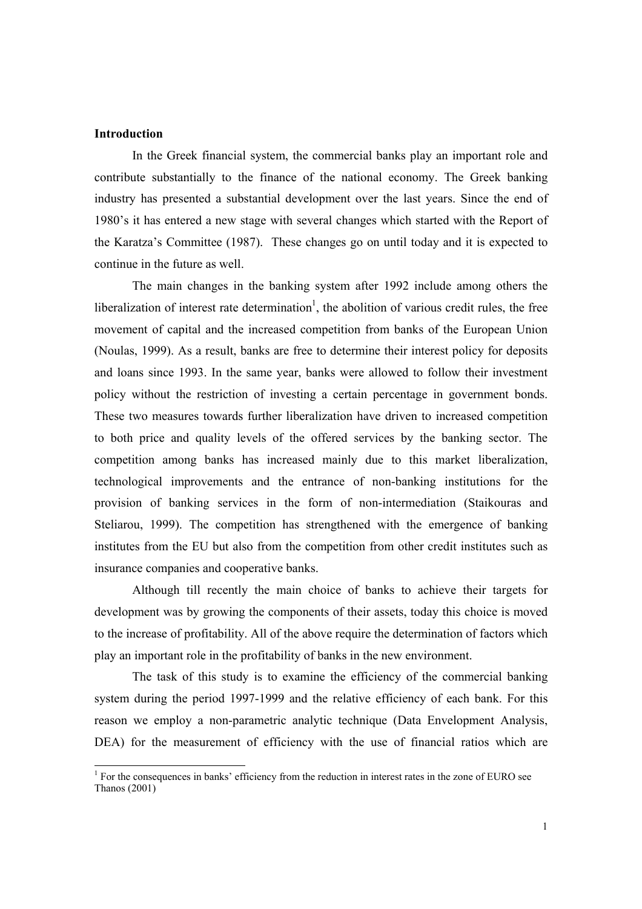## Introduction

In the Greek financial system, the commercial banks play an important role and contribute substantially to the finance of the national economy. The Greek banking industry has presented a substantial development over the last years. Since the end of 1980's it has entered a new stage with several changes which started with the Report of the Karatza's Committee (1987). These changes go on until today and it is expected to continue in the future as well.

The main changes in the banking system after 1992 include among others the liberalization of interest rate determination[1], the abolition of various credit rules, the free movement of capital and the increased competition from banks of the European Union (Noulas, 1999). As a result, banks are free to determine their interest policy for deposits and loans since 1993. In the same year, banks were allowed to follow their investment policy without the restriction of investing a certain percentage in government bonds. These two measures towards further liberalization have driven to increased competition to both price and quality levels of the offered services by the banking sector. The competition among banks has increased mainly due to this market liberalization, technological improvements and the entrance of non-banking institutions for the provision of banking services in the form of non-intermediation (Staikouras and Steliarou, 1999). The competition has strengthened with the emergence of banking institutes from the EU but also from the competition from other credit institutes such as insurance companies and cooperative banks.

Although till recently the main choice of banks to achieve their targets for development was by growing the components of their assets, today this choice is moved to the increase of profitability. All of the above require the determination of factors which play an important role in the profitability of banks in the new environment.

The task of this study is to examine the efficiency of the commercial banking system during the period 1997-1999 and the relative efficiency of each bank. For this reason we employ a non-parametric analytic technique (Data Envelopment Analysis, DEA) for the measurement of efficiency with the use of financial ratios which are

[1] For the consequences in banks' efficiency from the reduction in interest rates in the zone of EURO see Thanos (2001)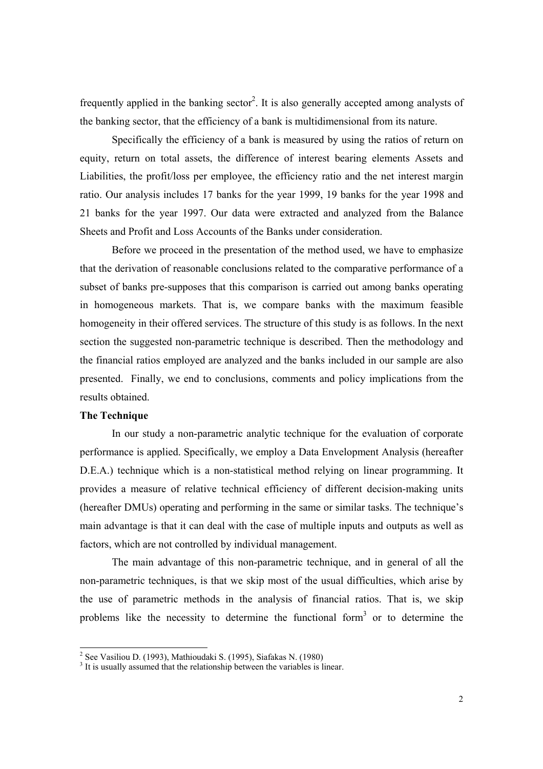frequently applied in the banking sector[2]. It is also generally accepted among analysts of the banking sector, that the efficiency of a bank is multidimensional from its nature.

Specifically the efficiency of a bank is measured by using the ratios of return on equity, return on total assets, the difference of interest bearing elements Assets and Liabilities, the profit/loss per employee, the efficiency ratio and the net interest margin ratio. Our analysis includes 17 banks for the year 1999, 19 banks for the year 1998 and 21 banks for the year 1997. Our data were extracted and analyzed from the Balance Sheets and Profit and Loss Accounts of the Banks under consideration.

Before we proceed in the presentation of the method used, we have to emphasize that the derivation of reasonable conclusions related to the comparative performance of a subset of banks pre-supposes that this comparison is carried out among banks operating in homogeneous markets. That is, we compare banks with the maximum feasible homogeneity in their offered services. The structure of this study is as follows. In the next section the suggested non-parametric technique is described. Then the methodology and the financial ratios employed are analyzed and the banks included in our sample are also presented. Finally, we end to conclusions, comments and policy implications from the results obtained.

**The Technique**

In our study a non-parametric analytic technique for the evaluation of corporate performance is applied. Specifically, we employ a Data Envelopment Analysis (hereafter D.E.A.) technique which is a non-statistical method relying on linear programming. It provides a measure of relative technical efficiency of different decision-making units (hereafter DMUs) operating and performing in the same or similar tasks. The technique's main advantage is that it can deal with the case of multiple inputs and outputs as well as factors, which are not controlled by individual management.

The main advantage of this non-parametric technique, and in general of all the non-parametric techniques, is that we skip most of the usual difficulties, which arise by the use of parametric methods in the analysis of financial ratios. That is, we skip problems like the necessity to determine the functional form[3] or to determine the

---

[2] See Vasiliou D. (1993), Mathioudaki S. (1995), Siafakas N. (1980)

[3] It is usually assumed that the relationship between the variables is linear.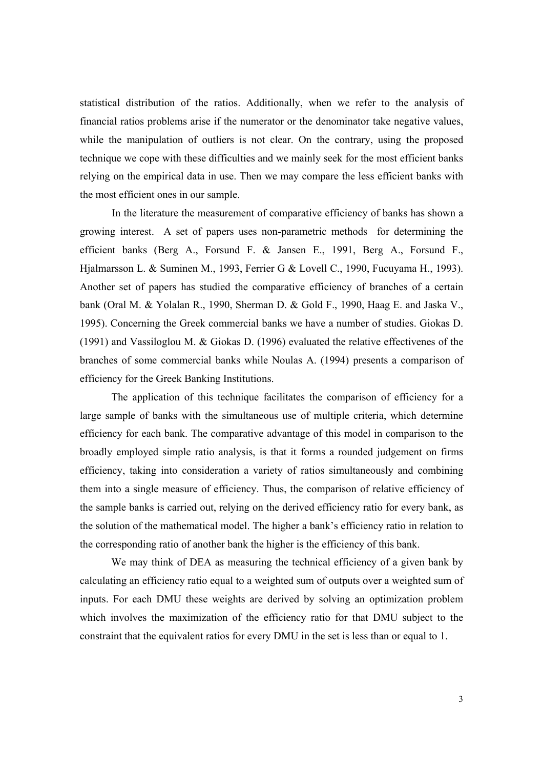statistical distribution of the ratios. Additionally, when we refer to the analysis of financial ratios problems arise if the numerator or the denominator take negative values, while the manipulation of outliers is not clear. On the contrary, using the proposed technique we cope with these difficulties and we mainly seek for the most efficient banks relying on the empirical data in use. Then we may compare the less efficient banks with the most efficient ones in our sample.

In the literature the measurement of comparative efficiency of banks has shown a growing interest. A set of papers uses non-parametric methods for determining the efficient banks (Berg A., Forsund F. & Jansen E., 1991, Berg A., Forsund F., Hjalmarsson L. & Suminen M., 1993, Ferrier G & Lovell C., 1990, Fucuyama H., 1993). Another set of papers has studied the comparative efficiency of branches of a certain bank (Oral M. & Yolalan R., 1990, Sherman D. & Gold F., 1990, Haag E. and Jaska V., 1995). Concerning the Greek commercial banks we have a number of studies. Giokas D. (1991) and Vassiloglou M. & Giokas D. (1996) evaluated the relative effectivenes of the branches of some commercial banks while Noulas A. (1994) presents a comparison of efficiency for the Greek Banking Institutions.

The application of this technique facilitates the comparison of efficiency for a large sample of banks with the simultaneous use of multiple criteria, which determine efficiency for each bank. The comparative advantage of this model in comparison to the broadly employed simple ratio analysis, is that it forms a rounded judgement on firms efficiency, taking into consideration a variety of ratios simultaneously and combining them into a single measure of efficiency. Thus, the comparison of relative efficiency of the sample banks is carried out, relying on the derived efficiency ratio for every bank, as the solution of the mathematical model. The higher a bank's efficiency ratio in relation to the corresponding ratio of another bank the higher is the efficiency of this bank.

We may think of DEA as measuring the technical efficiency of a given bank by calculating an efficiency ratio equal to a weighted sum of outputs over a weighted sum of inputs. For each DMU these weights are derived by solving an optimization problem which involves the maximization of the efficiency ratio for that DMU subject to the constraint that the equivalent ratios for every DMU in the set is less than or equal to 1.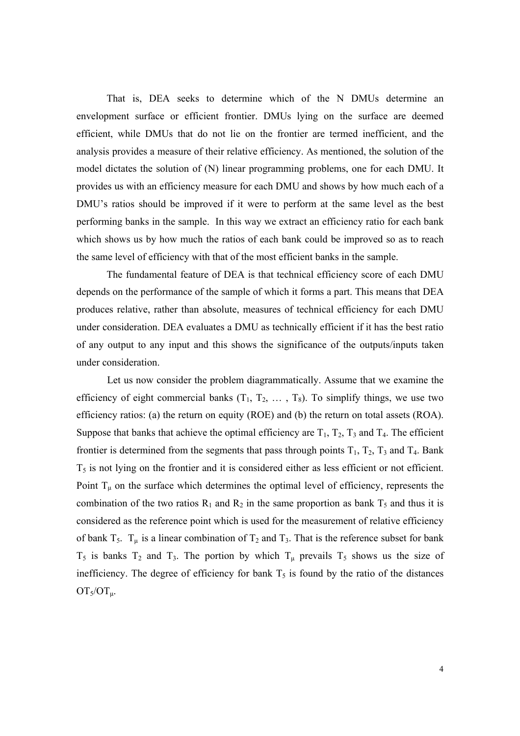That is, DEA seeks to determine which of the N DMUs determine an envelopment surface or efficient frontier. DMUs lying on the surface are deemed efficient, while DMUs that do not lie on the frontier are termed inefficient, and the analysis provides a measure of their relative efficiency. As mentioned, the solution of the model dictates the solution of (N) linear programming problems, one for each DMU. It provides us with an efficiency measure for each DMU and shows by how much each of a DMU's ratios should be improved if it were to perform at the same level as the best performing banks in the sample. In this way we extract an efficiency ratio for each bank which shows us by how much the ratios of each bank could be improved so as to reach the same level of efficiency with that of the most efficient banks in the sample.

The fundamental feature of DEA is that technical efficiency score of each DMU depends on the performance of the sample of which it forms a part. This means that DEA produces relative, rather than absolute, measures of technical efficiency for each DMU under consideration. DEA evaluates a DMU as technically efficient if it has the best ratio of any output to any input and this shows the significance of the outputs/inputs taken under consideration.

Let us now consider the problem diagrammatically. Assume that we examine the efficiency of eight commercial banks ($T_1$, $T_2$, … , $T_8$). To simplify things, we use two efficiency ratios: (a) the return on equity (ROE) and (b) the return on total assets (ROA). Suppose that banks that achieve the optimal efficiency are $T_1$, $T_2$, $T_3$ and $T_4$. The efficient frontier is determined from the segments that pass through points $T_1$, $T_2$, $T_3$ and $T_4$. Bank $T_5$ is not lying on the frontier and it is considered either as less efficient or not efficient. Point $T_\mu$ on the surface which determines the optimal level of efficiency, represents the combination of the two ratios $R_1$ and $R_2$ in the same proportion as bank $T_5$ and thus it is considered as the reference point which is used for the measurement of relative efficiency of bank $T_5$. $T_\mu$ is a linear combination of $T_2$ and $T_3$. That is the reference subset for bank $T_5$ is banks $T_2$ and $T_3$. The portion by which $T_\mu$ prevails $T_5$ shows us the size of inefficiency. The degree of efficiency for bank $T_5$ is found by the ratio of the distances $OT_5/OT_\mu$.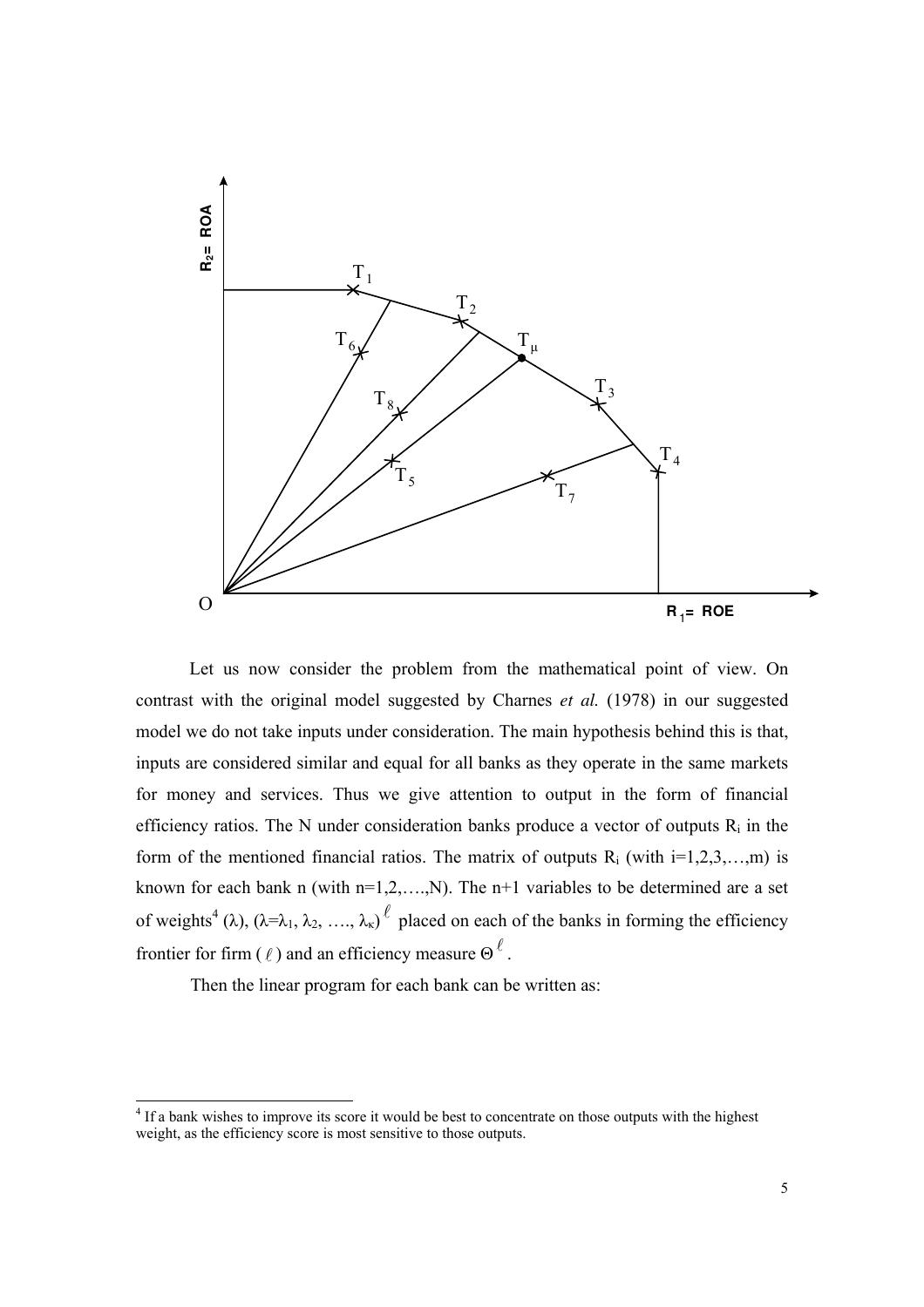Let us now consider the problem from the mathematical point of view. On contrast with the original model suggested by Charnes *et al.* (1978) in our suggested model we do not take inputs under consideration. The main hypothesis behind this is that, inputs are considered similar and equal for all banks as they operate in the same markets for money and services. Thus we give attention to output in the form of financial efficiency ratios. The N under consideration banks produce a vector of outputs $R_i$ in the form of the mentioned financial ratios. The matrix of outputs $R_i$ (with $i=1,2,3,\ldots,m$) is known for each bank n (with $n=1,2,\ldots,N$). The n+1 variables to be determined are a set of weights[4] ($\lambda$), $(\lambda=\lambda_1, \lambda_2, \ldots, \lambda_\kappa)^{\ell}$ placed on each of the banks in forming the efficiency frontier for firm ($\ell$) and an efficiency measure $\Theta^{\ell}$.

Then the linear program for each bank can be written as:

[4] If a bank wishes to improve its score it would be best to concentrate on those outputs with the highest weight, as the efficiency score is most sensitive to those outputs.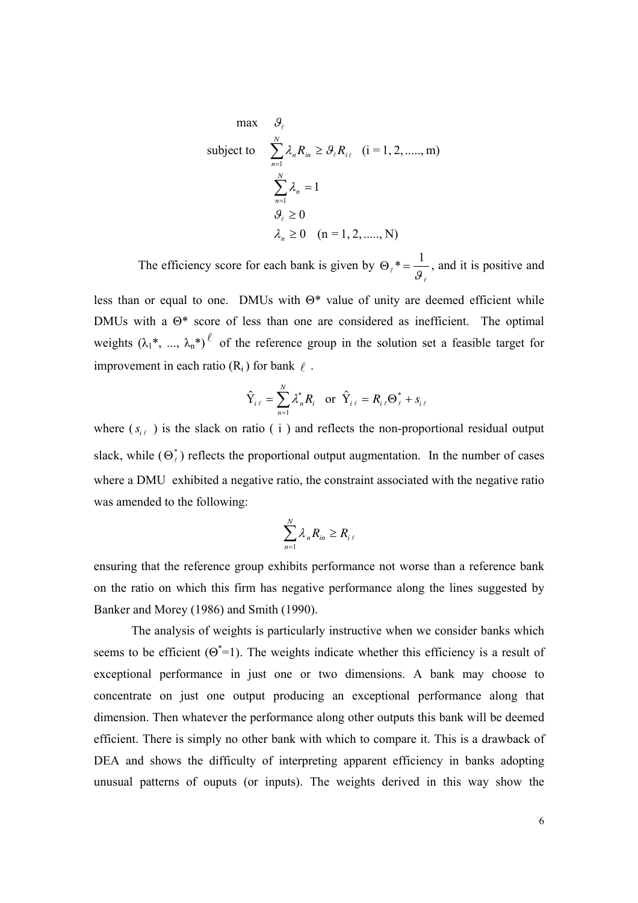$$
\begin{aligned}
\max \quad & \vartheta_\ell \\
\text{subject to} \quad & \sum_{n=1}^{N} \lambda_n R_{in} \geq \vartheta_\ell R_{i\ell} \quad (\text{i} = 1, 2, \ldots\ldots, \text{m}) \\
& \sum_{n=1}^{N} \lambda_n = 1 \\
& \vartheta_\ell \geq 0 \\
& \lambda_n \geq 0 \quad (\text{n} = 1, 2, \ldots\ldots, \text{N})
\end{aligned}
$$

The efficiency score for each bank is given by $\Theta_\ell{}^* = \dfrac{1}{\vartheta_\ell}$, and it is positive and less than or equal to one. DMUs with $\Theta^*$ value of unity are deemed efficient while DMUs with a $\Theta^*$ score of less than one are considered as inefficient. The optimal weights $(\lambda_1^*, \ldots, \lambda_n^*)^\ell$ of the reference group in the solution set a feasible target for improvement in each ratio ($R_i$) for bank $\ell$.

$$
\hat{\Upsilon}_{i\ell} = \sum_{n=1}^{N} \lambda_n^* R_i \quad \text{or} \quad \hat{\Upsilon}_{i\ell} = R_{i\ell} \Theta_\ell^* + s_{i\ell}
$$

where ($s_{i\ell}$) is the slack on ratio ( i ) and reflects the non-proportional residual output slack, while ($\Theta_\ell^*$) reflects the proportional output augmentation. In the number of cases where a DMU exhibited a negative ratio, the constraint associated with the negative ratio was amended to the following:

$$
\sum_{n=1}^{N} \lambda_n R_{in} \geq R_{i\ell}
$$

ensuring that the reference group exhibits performance not worse than a reference bank on the ratio on which this firm has negative performance along the lines suggested by Banker and Morey (1986) and Smith (1990).

The analysis of weights is particularly instructive when we consider banks which seems to be efficient ($\Theta^*$=1). The weights indicate whether this efficiency is a result of exceptional performance in just one or two dimensions. A bank may choose to concentrate on just one output producing an exceptional performance along that dimension. Then whatever the performance along other outputs this bank will be deemed efficient. There is simply no other bank with which to compare it. This is a drawback of DEA and shows the difficulty of interpreting apparent efficiency in banks adopting unusual patterns of ouputs (or inputs). The weights derived in this way show the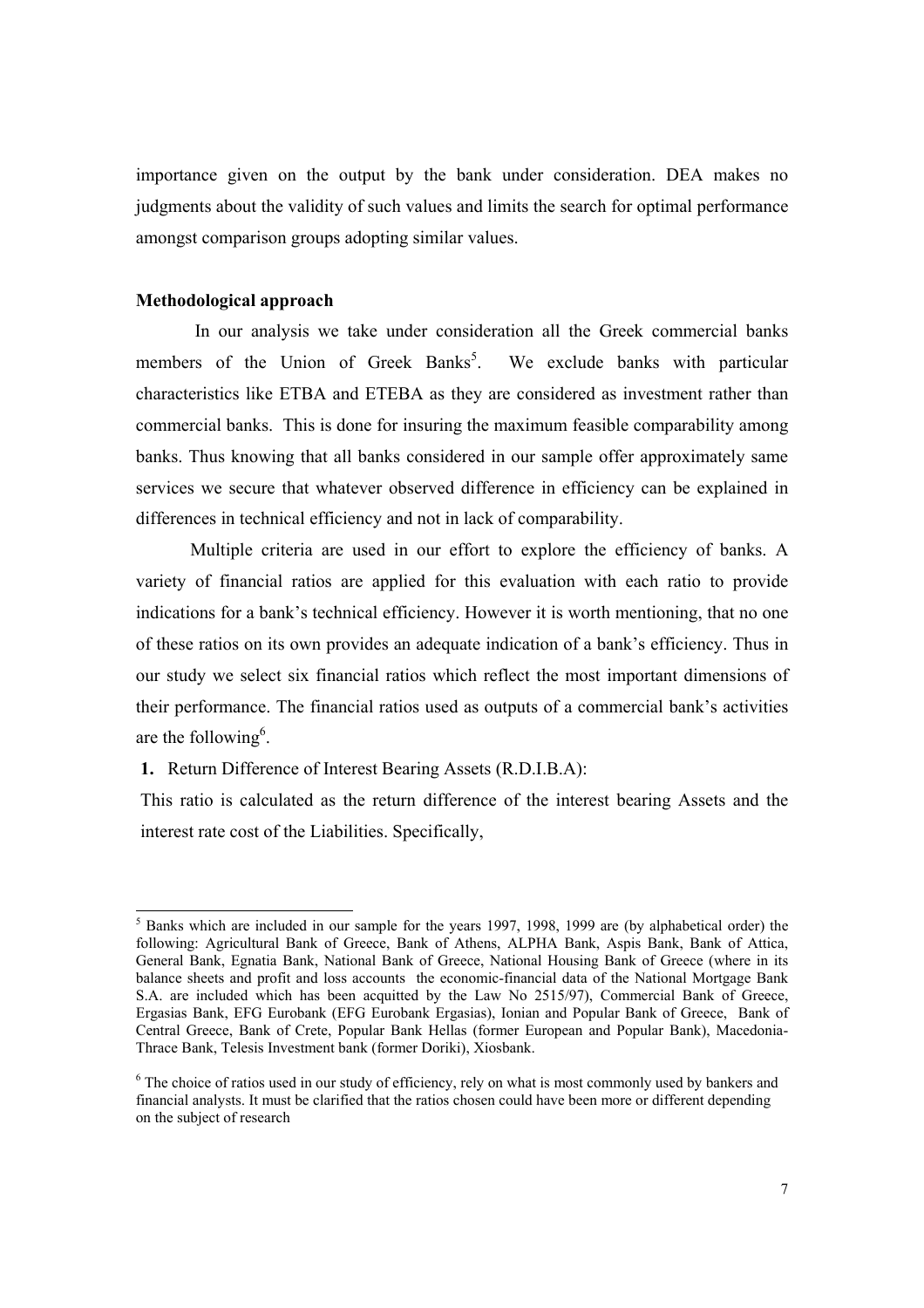importance given on the output by the bank under consideration. DEA makes no judgments about the validity of such values and limits the search for optimal performance amongst comparison groups adopting similar values.

**Methodological approach**

In our analysis we take under consideration all the Greek commercial banks members of the Union of Greek Banks[5]. We exclude banks with particular characteristics like ETBA and ETEBA as they are considered as investment rather than commercial banks. This is done for insuring the maximum feasible comparability among banks. Thus knowing that all banks considered in our sample offer approximately same services we secure that whatever observed difference in efficiency can be explained in differences in technical efficiency and not in lack of comparability.

Multiple criteria are used in our effort to explore the efficiency of banks. A variety of financial ratios are applied for this evaluation with each ratio to provide indications for a bank's technical efficiency. However it is worth mentioning, that no one of these ratios on its own provides an adequate indication of a bank's efficiency. Thus in our study we select six financial ratios which reflect the most important dimensions of their performance. The financial ratios used as outputs of a commercial bank's activities are the following[6].

**1.** Return Difference of Interest Bearing Assets (R.D.I.B.A):

This ratio is calculated as the return difference of the interest bearing Assets and the interest rate cost of the Liabilities. Specifically,

---

[5] Banks which are included in our sample for the years 1997, 1998, 1999 are (by alphabetical order) the following: Agricultural Bank of Greece, Bank of Athens, ALPHA Bank, Aspis Bank, Bank of Attica, General Bank, Egnatia Bank, National Bank of Greece, National Housing Bank of Greece (where in its balance sheets and profit and loss accounts the economic-financial data of the National Mortgage Bank S.A. are included which has been acquitted by the Law No 2515/97), Commercial Bank of Greece, Ergasias Bank, EFG Eurobank (EFG Eurobank Ergasias), Ionian and Popular Bank of Greece, Bank of Central Greece, Bank of Crete, Popular Bank Hellas (former European and Popular Bank), Macedonia-Thrace Bank, Telesis Investment bank (former Doriki), Xiosbank.

[6] The choice of ratios used in our study of efficiency, rely on what is most commonly used by bankers and financial analysts. It must be clarified that the ratios chosen could have been more or different depending on the subject of research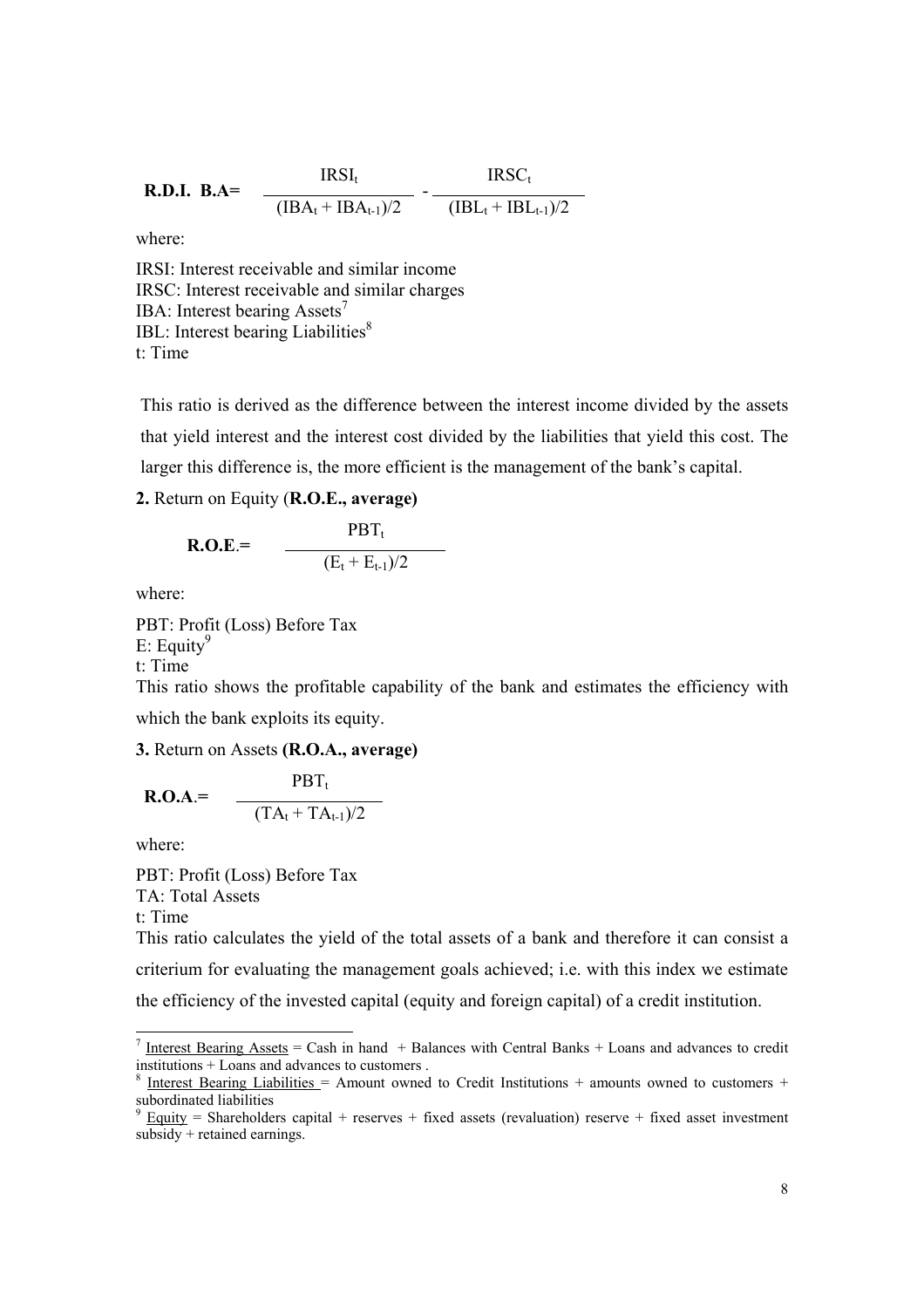$$\textbf{R.D.I. B.A=} \quad \frac{IRSI_t}{(IBA_t + IBA_{t-1})/2} - \frac{IRSC_t}{(IBL_t + IBL_{t-1})/2}$$

where:

IRSI: Interest receivable and similar income
IRSC: Interest receivable and similar charges
IBA: Interest bearing Assets[7]
IBL: Interest bearing Liabilities[8]
t: Time

This ratio is derived as the difference between the interest income divided by the assets that yield interest and the interest cost divided by the liabilities that yield this cost. The larger this difference is, the more efficient is the management of the bank's capital.

**2.** Return on Equity (**R.O.E., average)**

$$\textbf{R.O.E.=} \quad \frac{PBT_t}{(E_t + E_{t-1})/2}$$

where:

PBT: Profit (Loss) Before Tax
E: Equity[9]
t: Time
This ratio shows the profitable capability of the bank and estimates the efficiency with which the bank exploits its equity.

**3.** Return on Assets **(R.O.A., average)**

$$\textbf{R.O.A.=} \quad \frac{PBT_t}{(TA_t + TA_{t-1})/2}$$

where:

PBT: Profit (Loss) Before Tax
TA: Total Assets
t: Time
This ratio calculates the yield of the total assets of a bank and therefore it can consist a criterium for evaluating the management goals achieved; i.e. with this index we estimate the efficiency of the invested capital (equity and foreign capital) of a credit institution.

---

[7] Interest Bearing Assets = Cash in hand + Balances with Central Banks + Loans and advances to credit institutions + Loans and advances to customers .

[8] Interest Bearing Liabilities = Amount owned to Credit Institutions + amounts owned to customers + subordinated liabilities

[9] Equity = Shareholders capital + reserves + fixed assets (revaluation) reserve + fixed asset investment subsidy + retained earnings.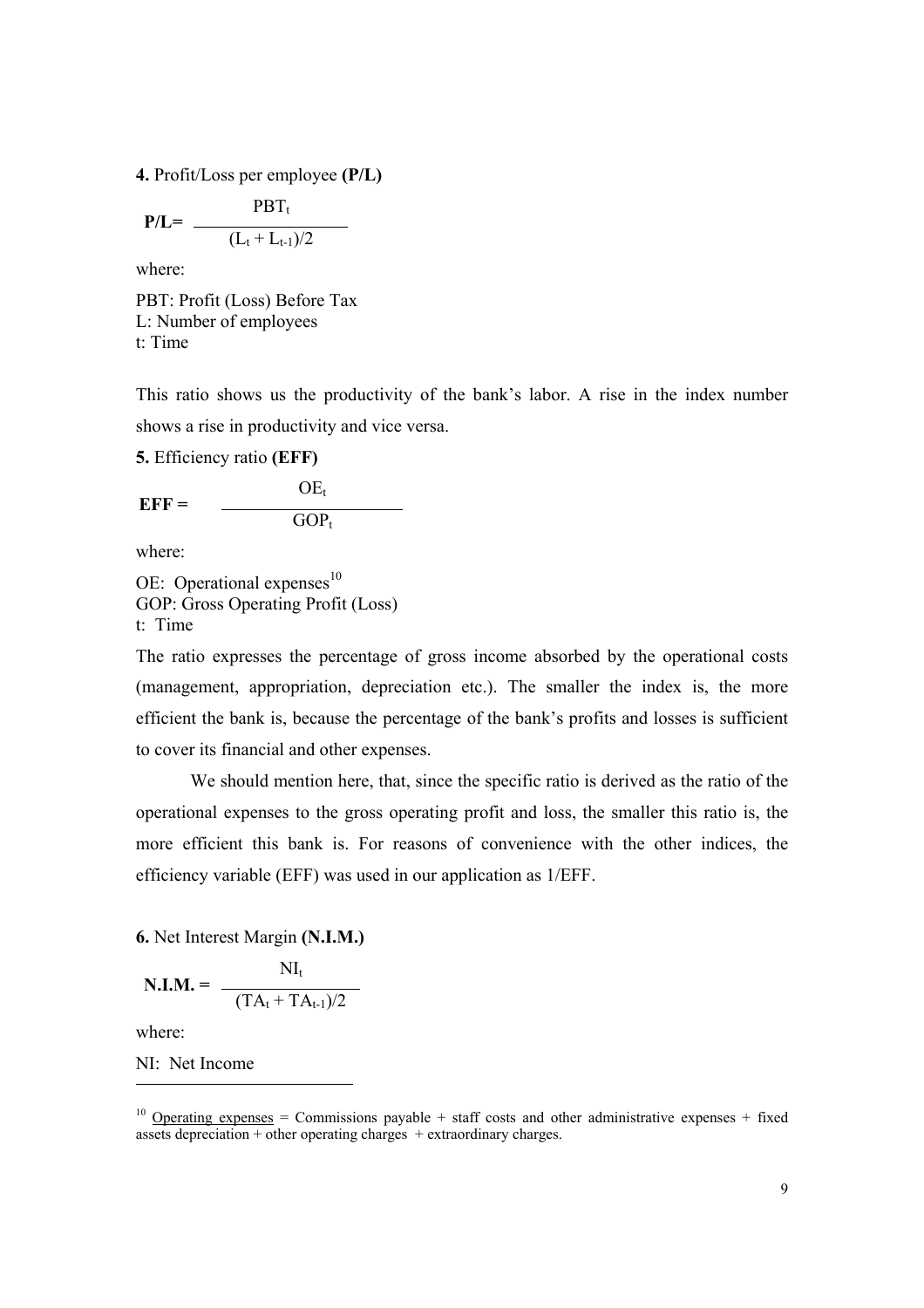**4.** Profit/Loss per employee **(P/L)**

$$\mathbf{P/L} = \frac{PBT_t}{(L_t + L_{t-1})/2}$$

where:

PBT: Profit (Loss) Before Tax
L: Number of employees
t: Time

This ratio shows us the productivity of the bank's labor. A rise in the index number shows a rise in productivity and vice versa.

**5.** Efficiency ratio **(EFF)**

$$\mathbf{EFF} = \frac{OE_t}{GOP_t}$$

where:

OE: Operational expenses[10]
GOP: Gross Operating Profit (Loss)
t: Time

The ratio expresses the percentage of gross income absorbed by the operational costs (management, appropriation, depreciation etc.). The smaller the index is, the more efficient the bank is, because the percentage of the bank's profits and losses is sufficient to cover its financial and other expenses.

We should mention here, that, since the specific ratio is derived as the ratio of the operational expenses to the gross operating profit and loss, the smaller this ratio is, the more efficient this bank is. For reasons of convenience with the other indices, the efficiency variable (EFF) was used in our application as 1/EFF.

**6.** Net Interest Margin **(N.I.M.)**

$$\mathbf{N.I.M.} = \frac{NI_t}{(TA_t + TA_{t-1})/2}$$

where:

NI: Net Income

---

[10] Operating expenses = Commissions payable + staff costs and other administrative expenses + fixed assets depreciation + other operating charges + extraordinary charges.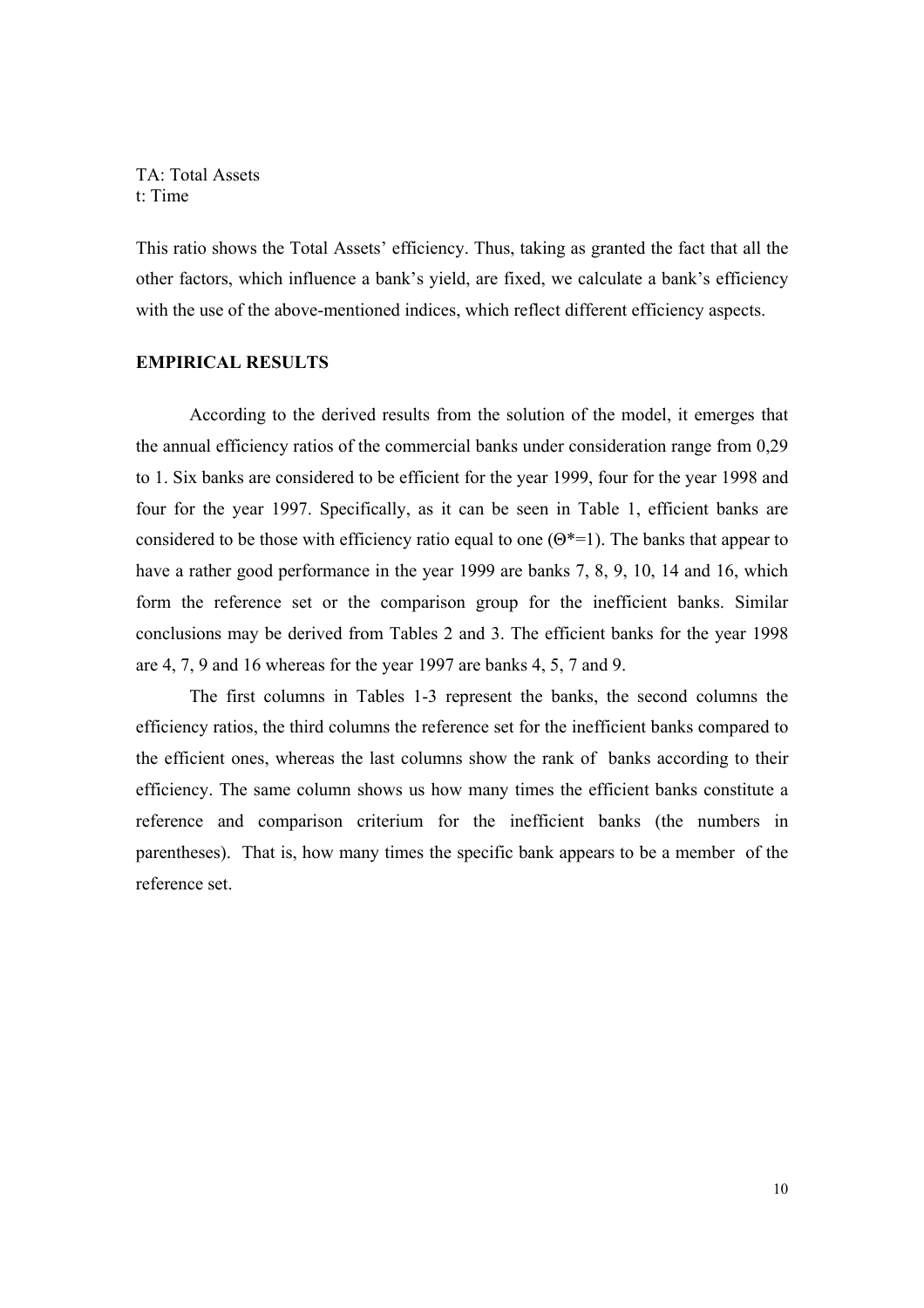TA: Total Assets
t: Time

This ratio shows the Total Assets' efficiency. Thus, taking as granted the fact that all the other factors, which influence a bank's yield, are fixed, we calculate a bank's efficiency with the use of the above-mentioned indices, which reflect different efficiency aspects.

## EMPIRICAL RESULTS

According to the derived results from the solution of the model, it emerges that the annual efficiency ratios of the commercial banks under consideration range from 0,29 to 1. Six banks are considered to be efficient for the year 1999, four for the year 1998 and four for the year 1997. Specifically, as it can be seen in Table 1, efficient banks are considered to be those with efficiency ratio equal to one ($\Theta^*=1$). The banks that appear to have a rather good performance in the year 1999 are banks 7, 8, 9, 10, 14 and 16, which form the reference set or the comparison group for the inefficient banks. Similar conclusions may be derived from Tables 2 and 3. The efficient banks for the year 1998 are 4, 7, 9 and 16 whereas for the year 1997 are banks 4, 5, 7 and 9.

The first columns in Tables 1-3 represent the banks, the second columns the efficiency ratios, the third columns the reference set for the inefficient banks compared to the efficient ones, whereas the last columns show the rank of banks according to their efficiency. The same column shows us how many times the efficient banks constitute a reference and comparison criterium for the inefficient banks (the numbers in parentheses). That is, how many times the specific bank appears to be a member of the reference set.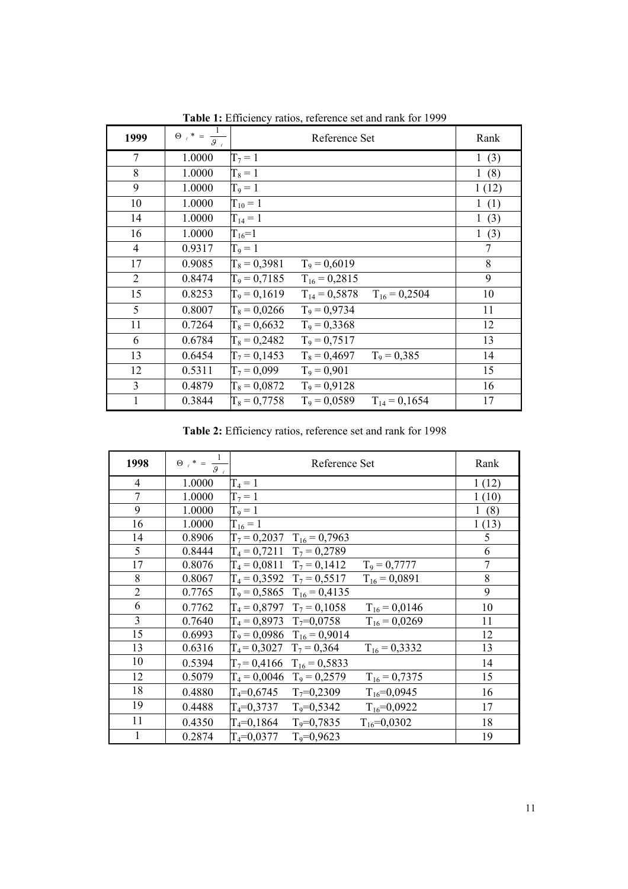**Table 1:** Efficiency ratios, reference set and rank for 1999

| 1999 | $\Theta_{\ell}* = \frac{1}{\vartheta_{\ell}}$ | Reference Set | Rank |
|---|---|---|---|
| 7 | 1.0000 | $T_7 = 1$ | 1 (3) |
| 8 | 1.0000 | $T_8 = 1$ | 1 (8) |
| 9 | 1.0000 | $T_9 = 1$ | 1 (12) |
| 10 | 1.0000 | $T_{10} = 1$ | 1 (1) |
| 14 | 1.0000 | $T_{14} = 1$ | 1 (3) |
| 16 | 1.0000 | $T_{16}=1$ | 1 (3) |
| 4 | 0.9317 | $T_9 = 1$ | 7 |
| 17 | 0.9085 | $T_8 = 0{,}3981$ $T_9 = 0{,}6019$ | 8 |
| 2 | 0.8474 | $T_9 = 0{,}7185$ $T_{16} = 0{,}2815$ | 9 |
| 15 | 0.8253 | $T_9 = 0{,}1619$ $T_{14} = 0{,}5878$ $T_{16} = 0{,}2504$ | 10 |
| 5 | 0.8007 | $T_8 = 0{,}0266$ $T_9 = 0{,}9734$ | 11 |
| 11 | 0.7264 | $T_8 = 0{,}6632$ $T_9 = 0{,}3368$ | 12 |
| 6 | 0.6784 | $T_8 = 0{,}2482$ $T_9 = 0{,}7517$ | 13 |
| 13 | 0.6454 | $T_7 = 0{,}1453$ $T_8 = 0{,}4697$ $T_9 = 0{,}385$ | 14 |
| 12 | 0.5311 | $T_7 = 0{,}099$ $T_9 = 0{,}901$ | 15 |
| 3 | 0.4879 | $T_8 = 0{,}0872$ $T_9 = 0{,}9128$ | 16 |
| 1 | 0.3844 | $T_8 = 0{,}7758$ $T_9 = 0{,}0589$ $T_{14} = 0{,}1654$ | 17 |

**Table 2:** Efficiency ratios, reference set and rank for 1998

| 1998 | $\Theta_{\ell}* = \frac{1}{\vartheta_{\ell}}$ | Reference Set | Rank |
|---|---|---|---|
| 4 | 1.0000 | $T_4 = 1$ | 1 (12) |
| 7 | 1.0000 | $T_7 = 1$ | 1 (10) |
| 9 | 1.0000 | $T_9 = 1$ | 1 (8) |
| 16 | 1.0000 | $T_{16} = 1$ | 1 (13) |
| 14 | 0.8906 | $T_7 = 0{,}2037$ $T_{16} = 0{,}7963$ | 5 |
| 5 | 0.8444 | $T_4 = 0{,}7211$ $T_7 = 0{,}2789$ | 6 |
| 17 | 0.8076 | $T_4 = 0{,}0811$ $T_7 = 0{,}1412$ $T_9 = 0{,}7777$ | 7 |
| 8 | 0.8067 | $T_4 = 0{,}3592$ $T_7 = 0{,}5517$ $T_{16} = 0{,}0891$ | 8 |
| 2 | 0.7765 | $T_9 = 0{,}5865$ $T_{16} = 0{,}4135$ | 9 |
| 6 | 0.7762 | $T_4 = 0{,}8797$ $T_7 = 0{,}1058$ $T_{16} = 0{,}0146$ | 10 |
| 3 | 0.7640 | $T_4 = 0{,}8973$ $T_7=0{,}0758$ $T_{16} = 0{,}0269$ | 11 |
| 15 | 0.6993 | $T_9 = 0{,}0986$ $T_{16} = 0{,}9014$ | 12 |
| 13 | 0.6316 | $T_4 = 0{,}3027$ $T_7 = 0{,}364$ $T_{16} = 0{,}3332$ | 13 |
| 10 | 0.5394 | $T_7 = 0{,}4166$ $T_{16} = 0{,}5833$ | 14 |
| 12 | 0.5079 | $T_4 = 0{,}0046$ $T_9 = 0{,}2579$ $T_{16} = 0{,}7375$ | 15 |
| 18 | 0.4880 | $T_4=0{,}6745$ $T_7=0{,}2309$ $T_{16}=0{,}0945$ | 16 |
| 19 | 0.4488 | $T_4=0{,}3737$ $T_9=0{,}5342$ $T_{16}=0{,}0922$ | 17 |
| 11 | 0.4350 | $T_4=0{,}1864$ $T_9=0{,}7835$ $T_{16}=0{,}0302$ | 18 |
| 1 | 0.2874 | $T_4=0{,}0377$ $T_9=0{,}9623$ | 19 |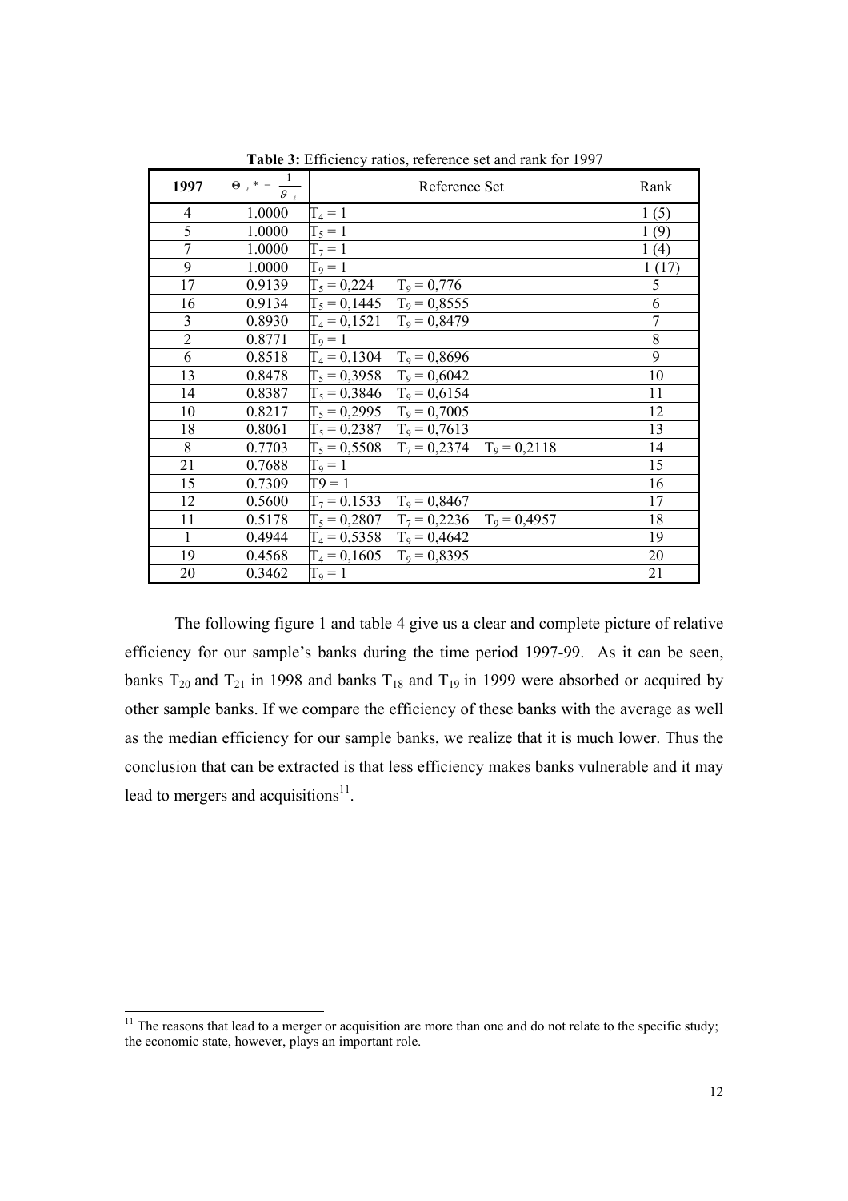**Table 3:** Efficiency ratios, reference set and rank for 1997

| 1997 | $\Theta_i^* = \frac{1}{\vartheta_i}$ | Reference Set | Rank |
|---|---|---|---|
| 4 | 1.0000 | $T_4 = 1$ | 1 (5) |
| 5 | 1.0000 | $T_5 = 1$ | 1 (9) |
| 7 | 1.0000 | $T_7 = 1$ | 1 (4) |
| 9 | 1.0000 | $T_9 = 1$ | 1 (17) |
| 17 | 0.9139 | $T_5 = 0{,}224$   $T_9 = 0{,}776$ | 5 |
| 16 | 0.9134 | $T_5 = 0{,}1445$   $T_9 = 0{,}8555$ | 6 |
| 3 | 0.8930 | $T_4 = 0{,}1521$   $T_9 = 0{,}8479$ | 7 |
| 2 | 0.8771 | $T_9 = 1$ | 8 |
| 6 | 0.8518 | $T_4 = 0{,}1304$   $T_9 = 0{,}8696$ | 9 |
| 13 | 0.8478 | $T_5 = 0{,}3958$   $T_9 = 0{,}6042$ | 10 |
| 14 | 0.8387 | $T_5 = 0{,}3846$   $T_9 = 0{,}6154$ | 11 |
| 10 | 0.8217 | $T_5 = 0{,}2995$   $T_9 = 0{,}7005$ | 12 |
| 18 | 0.8061 | $T_5 = 0{,}2387$   $T_9 = 0{,}7613$ | 13 |
| 8 | 0.7703 | $T_5 = 0{,}5508$   $T_7 = 0{,}2374$   $T_9 = 0{,}2118$ | 14 |
| 21 | 0.7688 | $T_9 = 1$ | 15 |
| 15 | 0.7309 | T9 = 1 | 16 |
| 12 | 0.5600 | $T_7 = 0.1533$   $T_9 = 0{,}8467$ | 17 |
| 11 | 0.5178 | $T_5 = 0{,}2807$   $T_7 = 0{,}2236$   $T_9 = 0{,}4957$ | 18 |
| 1 | 0.4944 | $T_4 = 0{,}5358$   $T_9 = 0{,}4642$ | 19 |
| 19 | 0.4568 | $T_4 = 0{,}1605$   $T_9 = 0{,}8395$ | 20 |
| 20 | 0.3462 | $T_9 = 1$ | 21 |

The following figure 1 and table 4 give us a clear and complete picture of relative efficiency for our sample's banks during the time period 1997-99. As it can be seen, banks $T_{20}$ and $T_{21}$ in 1998 and banks $T_{18}$ and $T_{19}$ in 1999 were absorbed or acquired by other sample banks. If we compare the efficiency of these banks with the average as well as the median efficiency for our sample banks, we realize that it is much lower. Thus the conclusion that can be extracted is that less efficiency makes banks vulnerable and it may lead to mergers and acquisitions[11].

[11] The reasons that lead to a merger or acquisition are more than one and do not relate to the specific study; the economic state, however, plays an important role.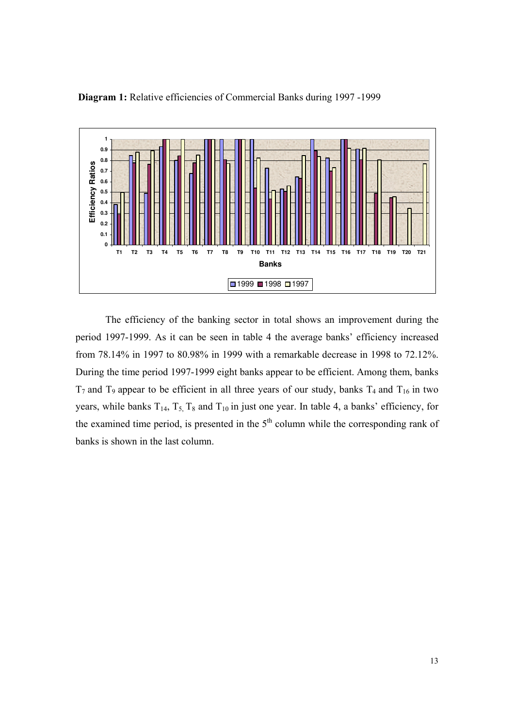**Diagram 1:** Relative efficiencies of Commercial Banks during 1997 -1999

The efficiency of the banking sector in total shows an improvement during the period 1997-1999. As it can be seen in table 4 the average banks' efficiency increased from 78.14% in 1997 to 80.98% in 1999 with a remarkable decrease in 1998 to 72.12%. During the time period 1997-1999 eight banks appear to be efficient. Among them, banks $T_7$ and $T_9$ appear to be efficient in all three years of our study, banks $T_4$ and $T_{16}$ in two years, while banks $T_{14}$, $T_5$, $T_8$ and $T_{10}$ in just one year. In table 4, a banks' efficiency, for the examined time period, is presented in the 5[th] column while the corresponding rank of banks is shown in the last column.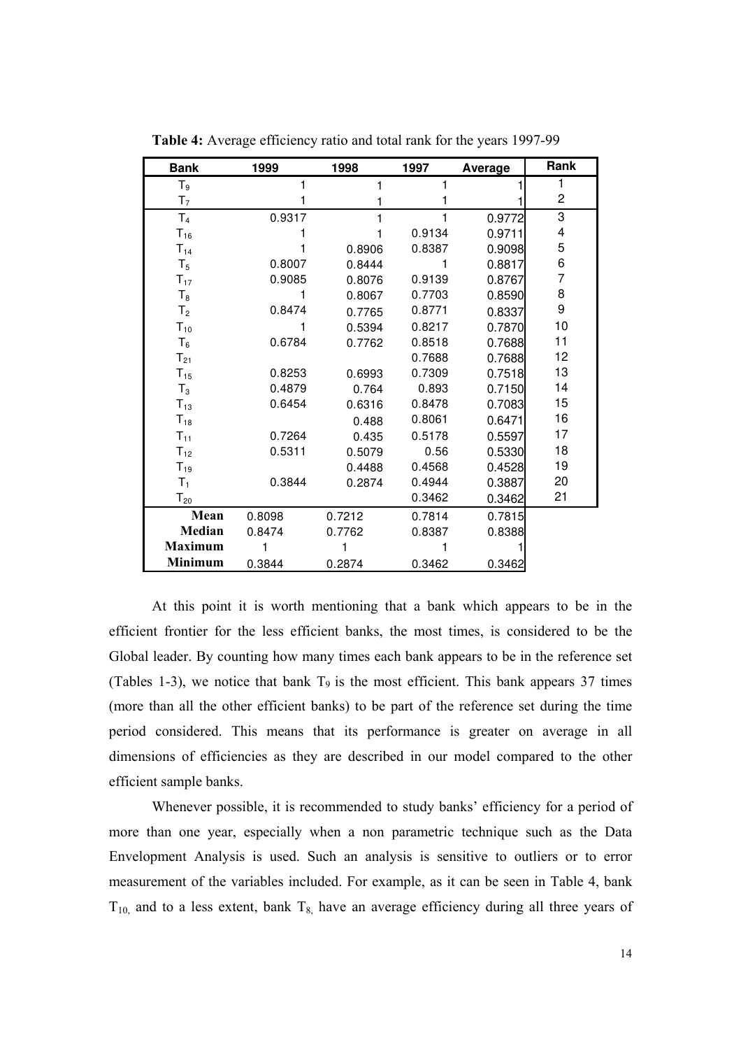**Table 4:** Average efficiency ratio and total rank for the years 1997-99

| Bank | 1999 | 1998 | 1997 | Average | Rank |
|---|---|---|---|---|---|
| $T_9$ | 1 | 1 | 1 | 1 | 1 |
| $T_7$ | 1 | 1 | 1 | 1 | 2 |
| $T_4$ | 0.9317 | 1 | 1 | 0.9772 | 3 |
| $T_{16}$ | 1 | 1 | 0.9134 | 0.9711 | 4 |
| $T_{14}$ | 1 | 0.8906 | 0.8387 | 0.9098 | 5 |
| $T_5$ | 0.8007 | 0.8444 | 1 | 0.8817 | 6 |
| $T_{17}$ | 0.9085 | 0.8076 | 0.9139 | 0.8767 | 7 |
| $T_8$ | 1 | 0.8067 | 0.7703 | 0.8590 | 8 |
| $T_2$ | 0.8474 | 0.7765 | 0.8771 | 0.8337 | 9 |
| $T_{10}$ | 1 | 0.5394 | 0.8217 | 0.7870 | 10 |
| $T_6$ | 0.6784 | 0.7762 | 0.8518 | 0.7688 | 11 |
| $T_{21}$ | | | 0.7688 | 0.7688 | 12 |
| $T_{15}$ | 0.8253 | 0.6993 | 0.7309 | 0.7518 | 13 |
| $T_3$ | 0.4879 | 0.764 | 0.893 | 0.7150 | 14 |
| $T_{13}$ | 0.6454 | 0.6316 | 0.8478 | 0.7083 | 15 |
| $T_{18}$ | | 0.488 | 0.8061 | 0.6471 | 16 |
| $T_{11}$ | 0.7264 | 0.435 | 0.5178 | 0.5597 | 17 |
| $T_{12}$ | 0.5311 | 0.5079 | 0.56 | 0.5330 | 18 |
| $T_{19}$ | | 0.4488 | 0.4568 | 0.4528 | 19 |
| $T_1$ | 0.3844 | 0.2874 | 0.4944 | 0.3887 | 20 |
| $T_{20}$ | | | 0.3462 | 0.3462 | 21 |
| **Mean** | 0.8098 | 0.7212 | 0.7814 | 0.7815 | |
| **Median** | 0.8474 | 0.7762 | 0.8387 | 0.8388 | |
| **Maximum** | 1 | 1 | 1 | 1 | |
| **Minimum** | 0.3844 | 0.2874 | 0.3462 | 0.3462 | |

At this point it is worth mentioning that a bank which appears to be in the efficient frontier for the less efficient banks, the most times, is considered to be the Global leader. By counting how many times each bank appears to be in the reference set (Tables 1-3), we notice that bank $T_9$ is the most efficient. This bank appears 37 times (more than all the other efficient banks) to be part of the reference set during the time period considered. This means that its performance is greater on average in all dimensions of efficiencies as they are described in our model compared to the other efficient sample banks.

Whenever possible, it is recommended to study banks' efficiency for a period of more than one year, especially when a non parametric technique such as the Data Envelopment Analysis is used. Such an analysis is sensitive to outliers or to error measurement of the variables included. For example, as it can be seen in Table 4, bank $T_{10,}$ and to a less extent, bank $T_{8,}$ have an average efficiency during all three years of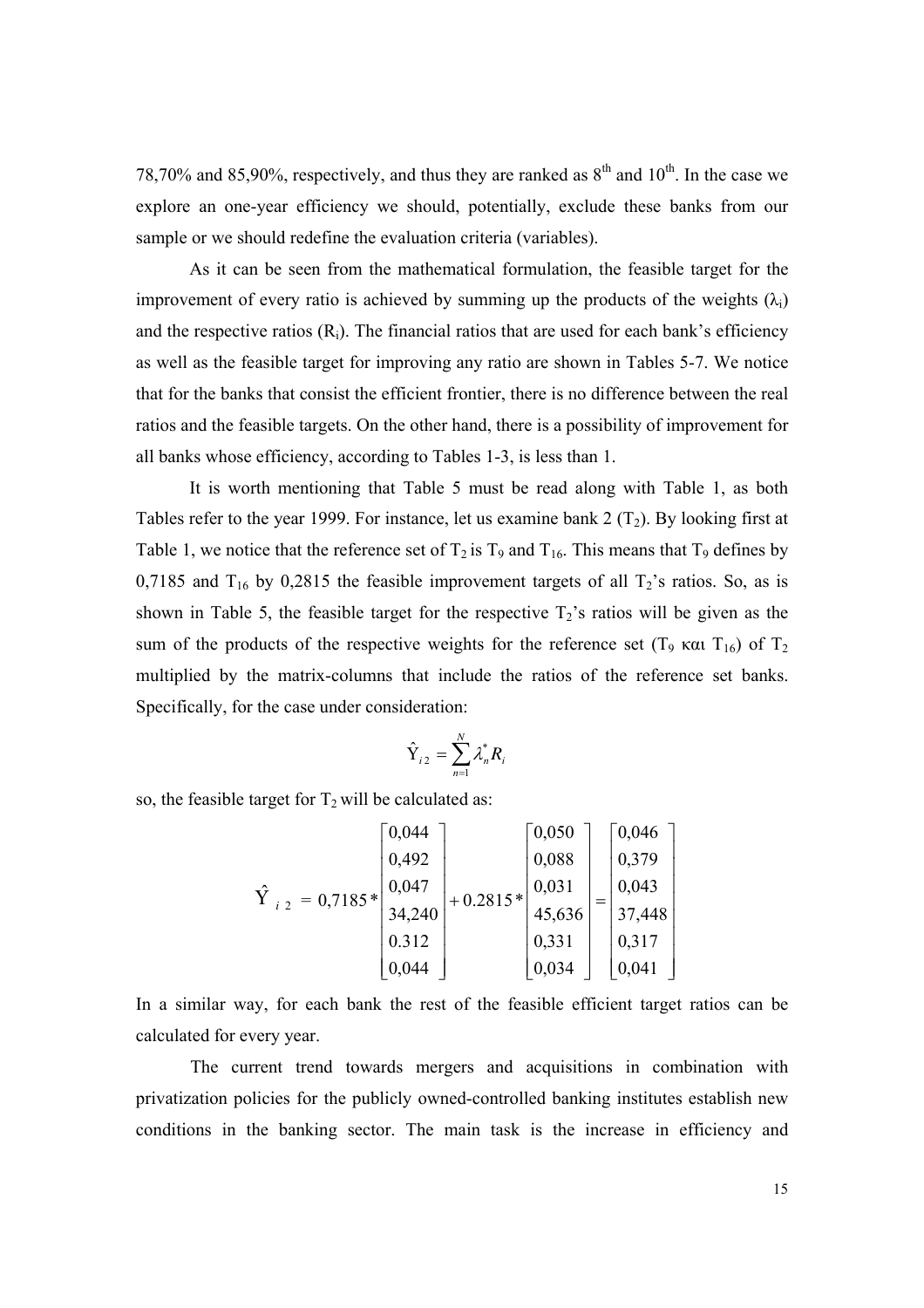78,70% and 85,90%, respectively, and thus they are ranked as 8th and 10th. In the case we explore an one-year efficiency we should, potentially, exclude these banks from our sample or we should redefine the evaluation criteria (variables).

As it can be seen from the mathematical formulation, the feasible target for the improvement of every ratio is achieved by summing up the products of the weights ($\lambda_i$) and the respective ratios ($R_i$). The financial ratios that are used for each bank's efficiency as well as the feasible target for improving any ratio are shown in Tables 5-7. We notice that for the banks that consist the efficient frontier, there is no difference between the real ratios and the feasible targets. On the other hand, there is a possibility of improvement for all banks whose efficiency, according to Tables 1-3, is less than 1.

It is worth mentioning that Table 5 must be read along with Table 1, as both Tables refer to the year 1999. For instance, let us examine bank 2 ($T_2$). By looking first at Table 1, we notice that the reference set of $T_2$ is $T_9$ and $T_{16}$. This means that $T_9$ defines by 0,7185 and $T_{16}$ by 0,2815 the feasible improvement targets of all $T_2$'s ratios. So, as is shown in Table 5, the feasible target for the respective $T_2$'s ratios will be given as the sum of the products of the respective weights for the reference set ($T_9$ και $T_{16}$) of $T_2$ multiplied by the matrix-columns that include the ratios of the reference set banks. Specifically, for the case under consideration:

$$\hat{Y}_{i2} = \sum_{n=1}^{N} \lambda_n^* R_i$$

so, the feasible target for $T_2$ will be calculated as:

$$\hat{Y}_{i\,2} = 0{,}7185 * \begin{bmatrix} 0{,}044 \\ 0{,}492 \\ 0{,}047 \\ 34{,}240 \\ 0.312 \\ 0{,}044 \end{bmatrix} + 0.2815 * \begin{bmatrix} 0{,}050 \\ 0{,}088 \\ 0{,}031 \\ 45{,}636 \\ 0{,}331 \\ 0{,}034 \end{bmatrix} = \begin{bmatrix} 0{,}046 \\ 0{,}379 \\ 0{,}043 \\ 37{,}448 \\ 0{,}317 \\ 0{,}041 \end{bmatrix}$$

In a similar way, for each bank the rest of the feasible efficient target ratios can be calculated for every year.

The current trend towards mergers and acquisitions in combination with privatization policies for the publicly owned-controlled banking institutes establish new conditions in the banking sector. The main task is the increase in efficiency and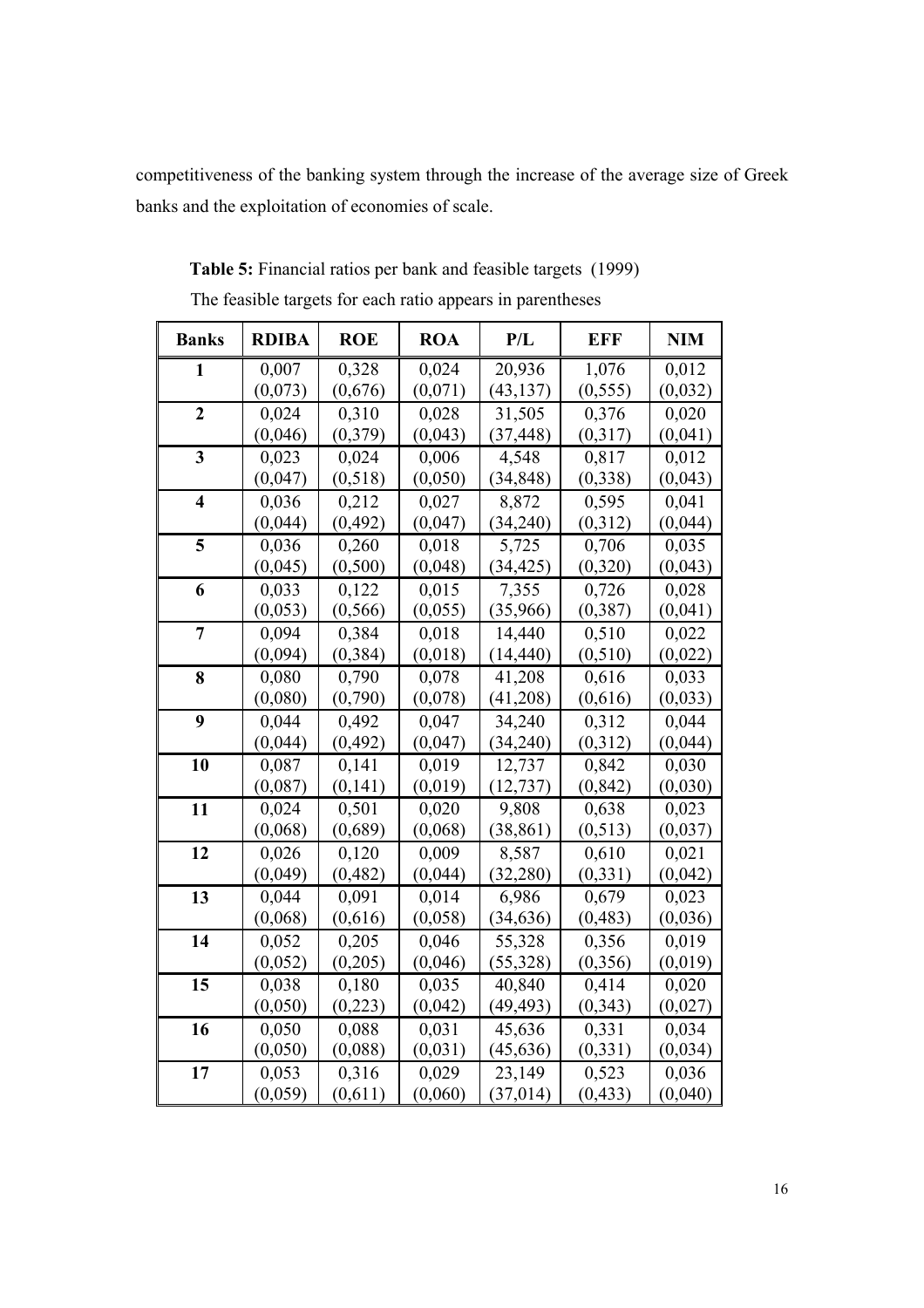competitiveness of the banking system through the increase of the average size of Greek banks and the exploitation of economies of scale.

**Table 5:** Financial ratios per bank and feasible targets (1999)

The feasible targets for each ratio appears in parentheses

| Banks | RDIBA | ROE | ROA | P/L | EFF | NIM |
|---|---|---|---|---|---|---|
| **1** | 0,007<br>(0,073) | 0,328<br>(0,676) | 0,024<br>(0,071) | 20,936<br>(43,137) | 1,076<br>(0,555) | 0,012<br>(0,032) |
| **2** | 0,024<br>(0,046) | 0,310<br>(0,379) | 0,028<br>(0,043) | 31,505<br>(37,448) | 0,376<br>(0,317) | 0,020<br>(0,041) |
| **3** | 0,023<br>(0,047) | 0,024<br>(0,518) | 0,006<br>(0,050) | 4,548<br>(34,848) | 0,817<br>(0,338) | 0,012<br>(0,043) |
| **4** | 0,036<br>(0,044) | 0,212<br>(0,492) | 0,027<br>(0,047) | 8,872<br>(34,240) | 0,595<br>(0,312) | 0,041<br>(0,044) |
| **5** | 0,036<br>(0,045) | 0,260<br>(0,500) | 0,018<br>(0,048) | 5,725<br>(34,425) | 0,706<br>(0,320) | 0,035<br>(0,043) |
| **6** | 0,033<br>(0,053) | 0,122<br>(0,566) | 0,015<br>(0,055) | 7,355<br>(35,966) | 0,726<br>(0,387) | 0,028<br>(0,041) |
| **7** | 0,094<br>(0,094) | 0,384<br>(0,384) | 0,018<br>(0,018) | 14,440<br>(14,440) | 0,510<br>(0,510) | 0,022<br>(0,022) |
| **8** | 0,080<br>(0,080) | 0,790<br>(0,790) | 0,078<br>(0,078) | 41,208<br>(41,208) | 0,616<br>(0,616) | 0,033<br>(0,033) |
| **9** | 0,044<br>(0,044) | 0,492<br>(0,492) | 0,047<br>(0,047) | 34,240<br>(34,240) | 0,312<br>(0,312) | 0,044<br>(0,044) |
| **10** | 0,087<br>(0,087) | 0,141<br>(0,141) | 0,019<br>(0,019) | 12,737<br>(12,737) | 0,842<br>(0,842) | 0,030<br>(0,030) |
| **11** | 0,024<br>(0,068) | 0,501<br>(0,689) | 0,020<br>(0,068) | 9,808<br>(38,861) | 0,638<br>(0,513) | 0,023<br>(0,037) |
| **12** | 0,026<br>(0,049) | 0,120<br>(0,482) | 0,009<br>(0,044) | 8,587<br>(32,280) | 0,610<br>(0,331) | 0,021<br>(0,042) |
| **13** | 0,044<br>(0,068) | 0,091<br>(0,616) | 0,014<br>(0,058) | 6,986<br>(34,636) | 0,679<br>(0,483) | 0,023<br>(0,036) |
| **14** | 0,052<br>(0,052) | 0,205<br>(0,205) | 0,046<br>(0,046) | 55,328<br>(55,328) | 0,356<br>(0,356) | 0,019<br>(0,019) |
| **15** | 0,038<br>(0,050) | 0,180<br>(0,223) | 0,035<br>(0,042) | 40,840<br>(49,493) | 0,414<br>(0,343) | 0,020<br>(0,027) |
| **16** | 0,050<br>(0,050) | 0,088<br>(0,088) | 0,031<br>(0,031) | 45,636<br>(45,636) | 0,331<br>(0,331) | 0,034<br>(0,034) |
| **17** | 0,053<br>(0,059) | 0,316<br>(0,611) | 0,029<br>(0,060) | 23,149<br>(37,014) | 0,523<br>(0,433) | 0,036<br>(0,040) |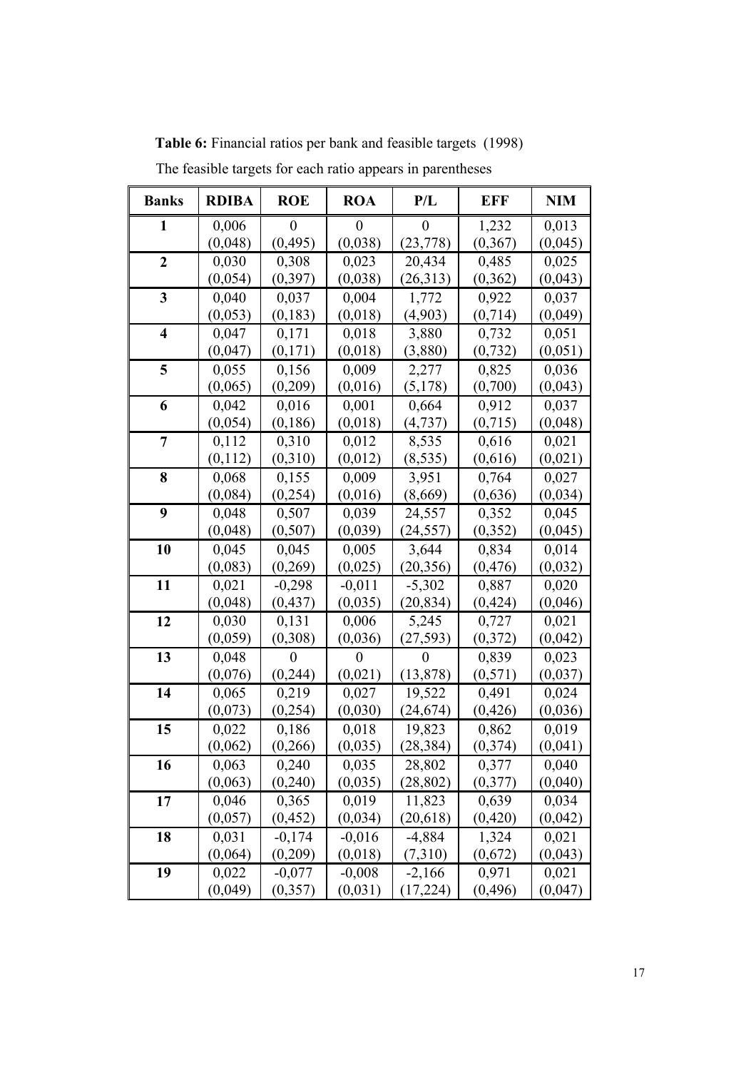**Table 6:** Financial ratios per bank and feasible targets (1998)

The feasible targets for each ratio appears in parentheses

| Banks | RDIBA | ROE | ROA | P/L | EFF | NIM |
|---|---|---|---|---|---|---|
| **1** | 0,006<br>(0,048) | 0<br>(0,495) | 0<br>(0,038) | 0<br>(23,778) | 1,232<br>(0,367) | 0,013<br>(0,045) |
| **2** | 0,030<br>(0,054) | 0,308<br>(0,397) | 0,023<br>(0,038) | 20,434<br>(26,313) | 0,485<br>(0,362) | 0,025<br>(0,043) |
| **3** | 0,040<br>(0,053) | 0,037<br>(0,183) | 0,004<br>(0,018) | 1,772<br>(4,903) | 0,922<br>(0,714) | 0,037<br>(0,049) |
| **4** | 0,047<br>(0,047) | 0,171<br>(0,171) | 0,018<br>(0,018) | 3,880<br>(3,880) | 0,732<br>(0,732) | 0,051<br>(0,051) |
| **5** | 0,055<br>(0,065) | 0,156<br>(0,209) | 0,009<br>(0,016) | 2,277<br>(5,178) | 0,825<br>(0,700) | 0,036<br>(0,043) |
| **6** | 0,042<br>(0,054) | 0,016<br>(0,186) | 0,001<br>(0,018) | 0,664<br>(4,737) | 0,912<br>(0,715) | 0,037<br>(0,048) |
| **7** | 0,112<br>(0,112) | 0,310<br>(0,310) | 0,012<br>(0,012) | 8,535<br>(8,535) | 0,616<br>(0,616) | 0,021<br>(0,021) |
| **8** | 0,068<br>(0,084) | 0,155<br>(0,254) | 0,009<br>(0,016) | 3,951<br>(8,669) | 0,764<br>(0,636) | 0,027<br>(0,034) |
| **9** | 0,048<br>(0,048) | 0,507<br>(0,507) | 0,039<br>(0,039) | 24,557<br>(24,557) | 0,352<br>(0,352) | 0,045<br>(0,045) |
| **10** | 0,045<br>(0,083) | 0,045<br>(0,269) | 0,005<br>(0,025) | 3,644<br>(20,356) | 0,834<br>(0,476) | 0,014<br>(0,032) |
| **11** | 0,021<br>(0,048) | -0,298<br>(0,437) | -0,011<br>(0,035) | -5,302<br>(20,834) | 0,887<br>(0,424) | 0,020<br>(0,046) |
| **12** | 0,030<br>(0,059) | 0,131<br>(0,308) | 0,006<br>(0,036) | 5,245<br>(27,593) | 0,727<br>(0,372) | 0,021<br>(0,042) |
| **13** | 0,048<br>(0,076) | 0<br>(0,244) | 0<br>(0,021) | 0<br>(13,878) | 0,839<br>(0,571) | 0,023<br>(0,037) |
| **14** | 0,065<br>(0,073) | 0,219<br>(0,254) | 0,027<br>(0,030) | 19,522<br>(24,674) | 0,491<br>(0,426) | 0,024<br>(0,036) |
| **15** | 0,022<br>(0,062) | 0,186<br>(0,266) | 0,018<br>(0,035) | 19,823<br>(28,384) | 0,862<br>(0,374) | 0,019<br>(0,041) |
| **16** | 0,063<br>(0,063) | 0,240<br>(0,240) | 0,035<br>(0,035) | 28,802<br>(28,802) | 0,377<br>(0,377) | 0,040<br>(0,040) |
| **17** | 0,046<br>(0,057) | 0,365<br>(0,452) | 0,019<br>(0,034) | 11,823<br>(20,618) | 0,639<br>(0,420) | 0,034<br>(0,042) |
| **18** | 0,031<br>(0,064) | -0,174<br>(0,209) | -0,016<br>(0,018) | -4,884<br>(7,310) | 1,324<br>(0,672) | 0,021<br>(0,043) |
| **19** | 0,022<br>(0,049) | -0,077<br>(0,357) | -0,008<br>(0,031) | -2,166<br>(17,224) | 0,971<br>(0,496) | 0,021<br>(0,047) |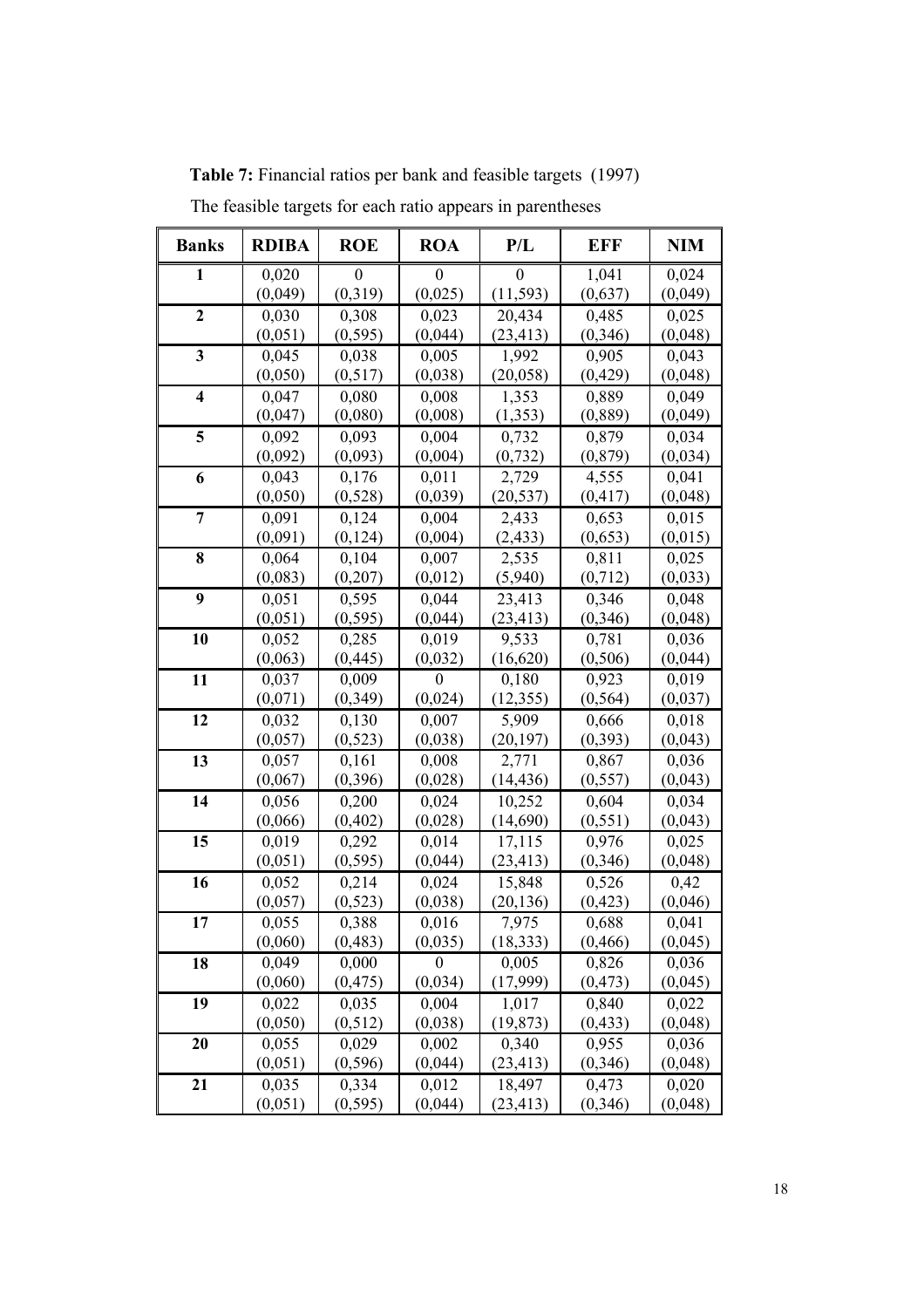**Table 7:** Financial ratios per bank and feasible targets (1997)

The feasible targets for each ratio appears in parentheses

| Banks | RDIBA | ROE | ROA | P/L | EFF | NIM |
|---|---|---|---|---|---|---|
| **1** | 0,020 (0,049) | 0 (0,319) | 0 (0,025) | 0 (11,593) | 1,041 (0,637) | 0,024 (0,049) |
| **2** | 0,030 (0,051) | 0,308 (0,595) | 0,023 (0,044) | 20,434 (23,413) | 0,485 (0,346) | 0,025 (0,048) |
| **3** | 0,045 (0,050) | 0,038 (0,517) | 0,005 (0,038) | 1,992 (20,058) | 0,905 (0,429) | 0,043 (0,048) |
| **4** | 0,047 (0,047) | 0,080 (0,080) | 0,008 (0,008) | 1,353 (1,353) | 0,889 (0,889) | 0,049 (0,049) |
| **5** | 0,092 (0,092) | 0,093 (0,093) | 0,004 (0,004) | 0,732 (0,732) | 0,879 (0,879) | 0,034 (0,034) |
| **6** | 0,043 (0,050) | 0,176 (0,528) | 0,011 (0,039) | 2,729 (20,537) | 4,555 (0,417) | 0,041 (0,048) |
| **7** | 0,091 (0,091) | 0,124 (0,124) | 0,004 (0,004) | 2,433 (2,433) | 0,653 (0,653) | 0,015 (0,015) |
| **8** | 0,064 (0,083) | 0,104 (0,207) | 0,007 (0,012) | 2,535 (5,940) | 0,811 (0,712) | 0,025 (0,033) |
| **9** | 0,051 (0,051) | 0,595 (0,595) | 0,044 (0,044) | 23,413 (23,413) | 0,346 (0,346) | 0,048 (0,048) |
| **10** | 0,052 (0,063) | 0,285 (0,445) | 0,019 (0,032) | 9,533 (16,620) | 0,781 (0,506) | 0,036 (0,044) |
| **11** | 0,037 (0,071) | 0,009 (0,349) | 0 (0,024) | 0,180 (12,355) | 0,923 (0,564) | 0,019 (0,037) |
| **12** | 0,032 (0,057) | 0,130 (0,523) | 0,007 (0,038) | 5,909 (20,197) | 0,666 (0,393) | 0,018 (0,043) |
| **13** | 0,057 (0,067) | 0,161 (0,396) | 0,008 (0,028) | 2,771 (14,436) | 0,867 (0,557) | 0,036 (0,043) |
| **14** | 0,056 (0,066) | 0,200 (0,402) | 0,024 (0,028) | 10,252 (14,690) | 0,604 (0,551) | 0,034 (0,043) |
| **15** | 0,019 (0,051) | 0,292 (0,595) | 0,014 (0,044) | 17,115 (23,413) | 0,976 (0,346) | 0,025 (0,048) |
| **16** | 0,052 (0,057) | 0,214 (0,523) | 0,024 (0,038) | 15,848 (20,136) | 0,526 (0,423) | 0,42 (0,046) |
| **17** | 0,055 (0,060) | 0,388 (0,483) | 0,016 (0,035) | 7,975 (18,333) | 0,688 (0,466) | 0,041 (0,045) |
| **18** | 0,049 (0,060) | 0,000 (0,475) | 0 (0,034) | 0,005 (17,999) | 0,826 (0,473) | 0,036 (0,045) |
| **19** | 0,022 (0,050) | 0,035 (0,512) | 0,004 (0,038) | 1,017 (19,873) | 0,840 (0,433) | 0,022 (0,048) |
| **20** | 0,055 (0,051) | 0,029 (0,596) | 0,002 (0,044) | 0,340 (23,413) | 0,955 (0,346) | 0,036 (0,048) |
| **21** | 0,035 (0,051) | 0,334 (0,595) | 0,012 (0,044) | 18,497 (23,413) | 0,473 (0,346) | 0,020 (0,048) |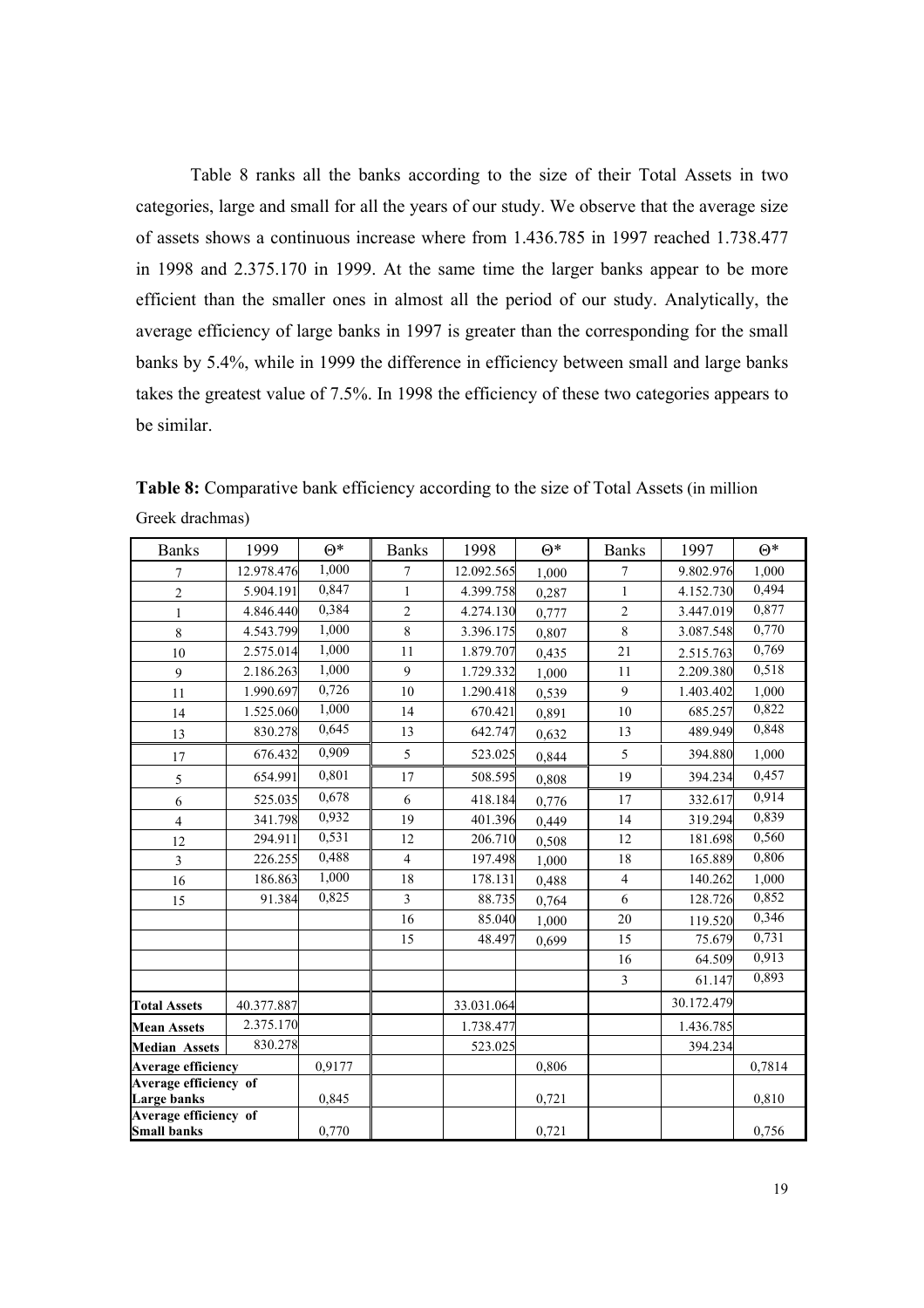Table 8 ranks all the banks according to the size of their Total Assets in two categories, large and small for all the years of our study. We observe that the average size of assets shows a continuous increase where from 1.436.785 in 1997 reached 1.738.477 in 1998 and 2.375.170 in 1999. At the same time the larger banks appear to be more efficient than the smaller ones in almost all the period of our study. Analytically, the average efficiency of large banks in 1997 is greater than the corresponding for the small banks by 5.4%, while in 1999 the difference in efficiency between small and large banks takes the greatest value of 7.5%. In 1998 the efficiency of these two categories appears to be similar.

**Table 8:** Comparative bank efficiency according to the size of Total Assets (in million Greek drachmas)

| Banks | 1999 | Θ* | Banks | 1998 | Θ* | Banks | 1997 | Θ* |
|---|---|---|---|---|---|---|---|---|
| 7 | 12.978.476 | 1,000 | 7 | 12.092.565 | 1,000 | 7 | 9.802.976 | 1,000 |
| 2 | 5.904.191 | 0,847 | 1 | 4.399.758 | 0,287 | 1 | 4.152.730 | 0,494 |
| 1 | 4.846.440 | 0,384 | 2 | 4.274.130 | 0,777 | 2 | 3.447.019 | 0,877 |
| 8 | 4.543.799 | 1,000 | 8 | 3.396.175 | 0,807 | 8 | 3.087.548 | 0,770 |
| 10 | 2.575.014 | 1,000 | 11 | 1.879.707 | 0,435 | 21 | 2.515.763 | 0,769 |
| 9 | 2.186.263 | 1,000 | 9 | 1.729.332 | 1,000 | 11 | 2.209.380 | 0,518 |
| 11 | 1.990.697 | 0,726 | 10 | 1.290.418 | 0,539 | 9 | 1.403.402 | 1,000 |
| 14 | 1.525.060 | 1,000 | 14 | 670.421 | 0,891 | 10 | 685.257 | 0,822 |
| 13 | 830.278 | 0,645 | 13 | 642.747 | 0,632 | 13 | 489.949 | 0,848 |
| 17 | 676.432 | 0,909 | 5 | 523.025 | 0,844 | 5 | 394.880 | 1,000 |
| 5 | 654.991 | 0,801 | 17 | 508.595 | 0,808 | 19 | 394.234 | 0,457 |
| 6 | 525.035 | 0,678 | 6 | 418.184 | 0,776 | 17 | 332.617 | 0,914 |
| 4 | 341.798 | 0,932 | 19 | 401.396 | 0,449 | 14 | 319.294 | 0,839 |
| 12 | 294.911 | 0,531 | 12 | 206.710 | 0,508 | 12 | 181.698 | 0,560 |
| 3 | 226.255 | 0,488 | 4 | 197.498 | 1,000 | 18 | 165.889 | 0,806 |
| 16 | 186.863 | 1,000 | 18 | 178.131 | 0,488 | 4 | 140.262 | 1,000 |
| 15 | 91.384 | 0,825 | 3 | 88.735 | 0,764 | 6 | 128.726 | 0,852 |
| | | | 16 | 85.040 | 1,000 | 20 | 119.520 | 0,346 |
| | | | 15 | 48.497 | 0,699 | 15 | 75.679 | 0,731 |
| | | | | | | 16 | 64.509 | 0,913 |
| | | | | | | 3 | 61.147 | 0,893 |
| **Total Assets** | 40.377.887 | | | 33.031.064 | | | 30.172.479 | |
| **Mean Assets** | 2.375.170 | | | 1.738.477 | | | 1.436.785 | |
| **Median Assets** | 830.278 | | | 523.025 | | | 394.234 | |
| **Average efficiency** | | 0,9177 | | | 0,806 | | | 0,7814 |
| **Average efficiency of Large banks** | | 0,845 | | | 0,721 | | | 0,810 |
| **Average efficiency of Small banks** | | 0,770 | | | 0,721 | | | 0,756 |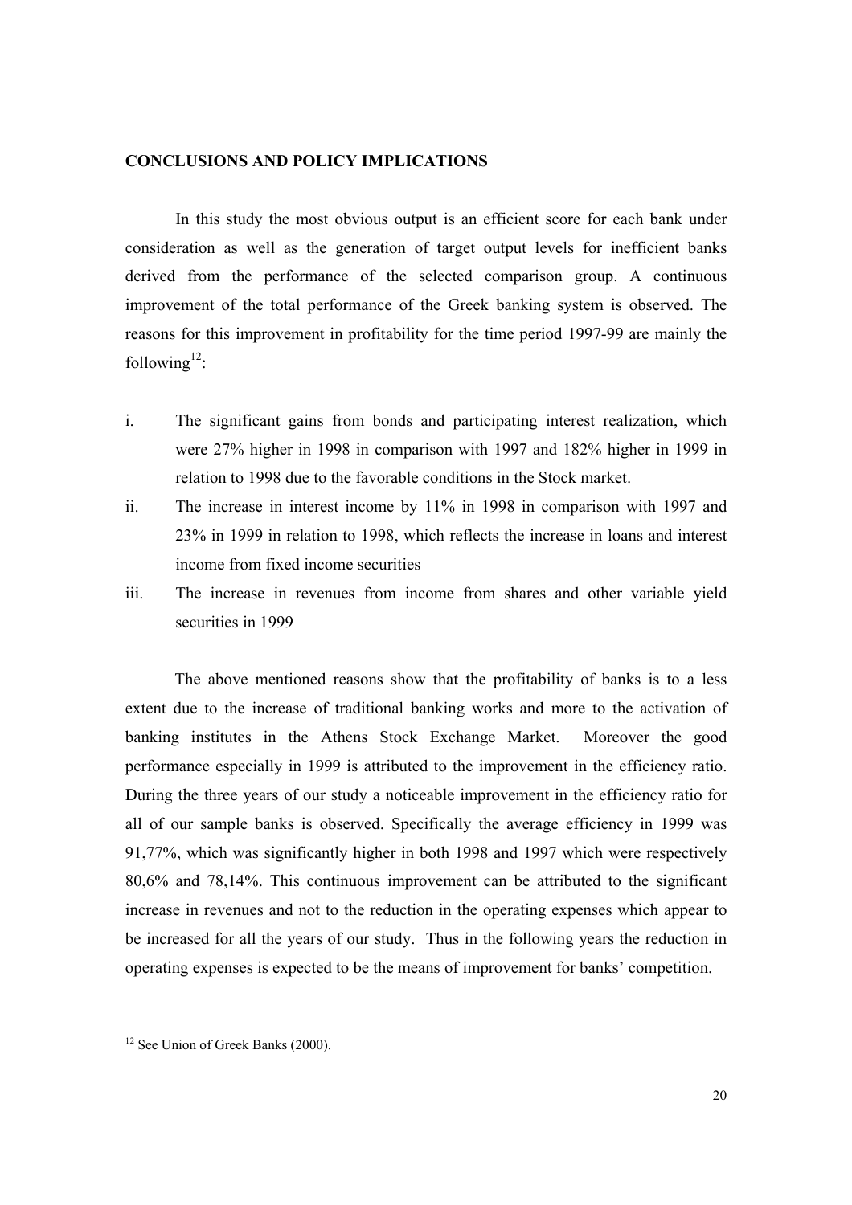## CONCLUSIONS AND POLICY IMPLICATIONS

In this study the most obvious output is an efficient score for each bank under consideration as well as the generation of target output levels for inefficient banks derived from the performance of the selected comparison group. A continuous improvement of the total performance of the Greek banking system is observed. The reasons for this improvement in profitability for the time period 1997-99 are mainly the following[12]:

i. The significant gains from bonds and participating interest realization, which were 27% higher in 1998 in comparison with 1997 and 182% higher in 1999 in relation to 1998 due to the favorable conditions in the Stock market.

ii. The increase in interest income by 11% in 1998 in comparison with 1997 and 23% in 1999 in relation to 1998, which reflects the increase in loans and interest income from fixed income securities

iii. The increase in revenues from income from shares and other variable yield securities in 1999

The above mentioned reasons show that the profitability of banks is to a less extent due to the increase of traditional banking works and more to the activation of banking institutes in the Athens Stock Exchange Market. Moreover the good performance especially in 1999 is attributed to the improvement in the efficiency ratio. During the three years of our study a noticeable improvement in the efficiency ratio for all of our sample banks is observed. Specifically the average efficiency in 1999 was 91,77%, which was significantly higher in both 1998 and 1997 which were respectively 80,6% and 78,14%. This continuous improvement can be attributed to the significant increase in revenues and not to the reduction in the operating expenses which appear to be increased for all the years of our study. Thus in the following years the reduction in operating expenses is expected to be the means of improvement for banks' competition.

---

[12] See Union of Greek Banks (2000).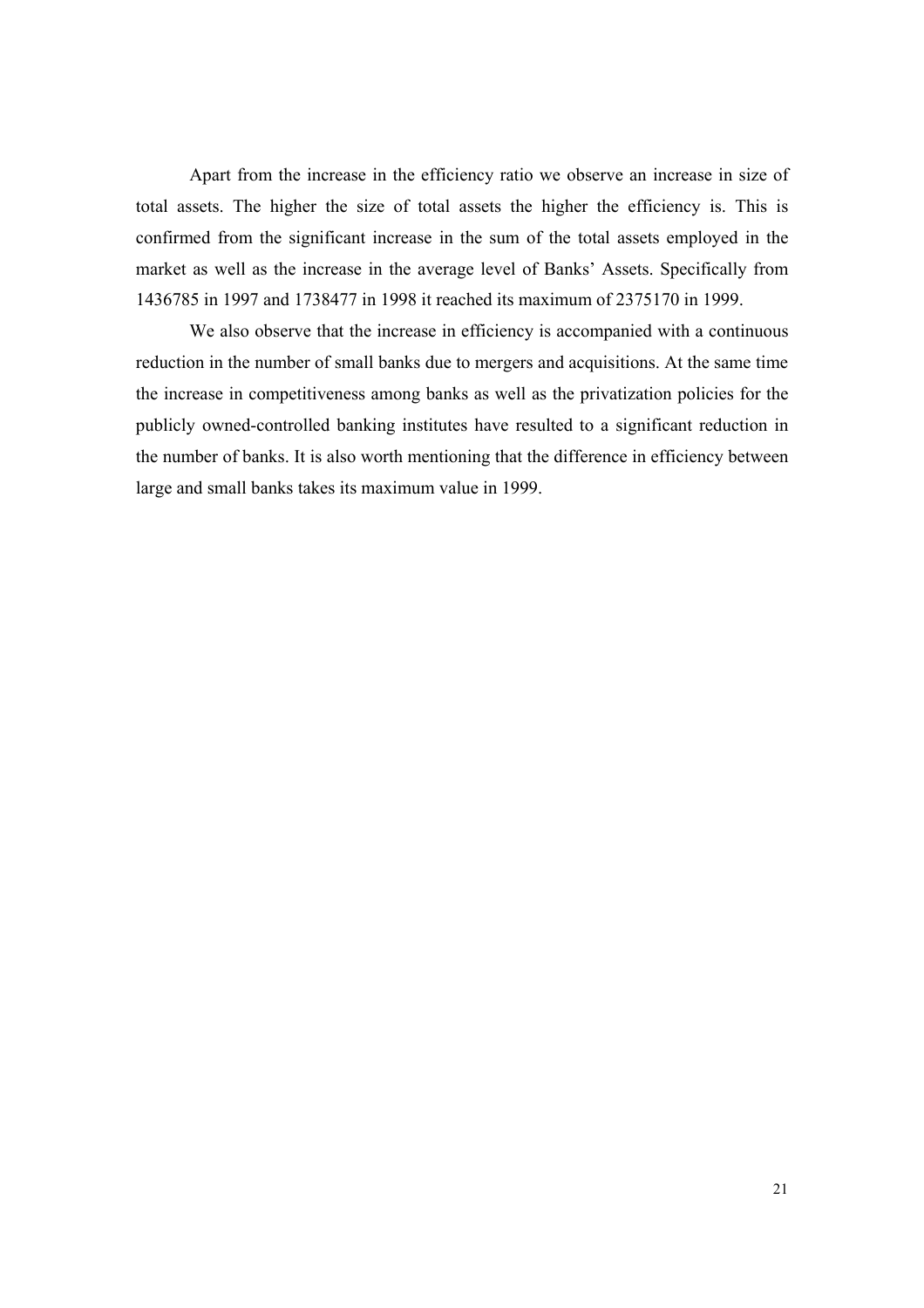Apart from the increase in the efficiency ratio we observe an increase in size of total assets. The higher the size of total assets the higher the efficiency is. This is confirmed from the significant increase in the sum of the total assets employed in the market as well as the increase in the average level of Banks' Assets. Specifically from 1436785 in 1997 and 1738477 in 1998 it reached its maximum of 2375170 in 1999.

We also observe that the increase in efficiency is accompanied with a continuous reduction in the number of small banks due to mergers and acquisitions. At the same time the increase in competitiveness among banks as well as the privatization policies for the publicly owned-controlled banking institutes have resulted to a significant reduction in the number of banks. It is also worth mentioning that the difference in efficiency between large and small banks takes its maximum value in 1999.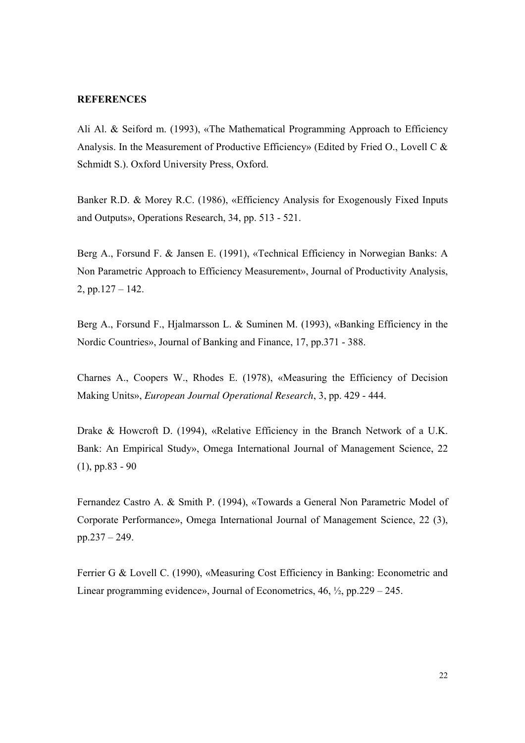**REFERENCES**

Ali Al. & Seiford m. (1993), «The Mathematical Programming Approach to Efficiency Analysis. In the Measurement of Productive Efficiency» (Edited by Fried O., Lovell C & Schmidt S.). Oxford University Press, Oxford.

Banker R.D. & Morey R.C. (1986), «Efficiency Analysis for Exogenously Fixed Inputs and Outputs», Operations Research, 34, pp. 513 - 521.

Berg A., Forsund F. & Jansen E. (1991), «Technical Efficiency in Norwegian Banks: A Non Parametric Approach to Efficiency Measurement», Journal of Productivity Analysis, 2, pp.127 – 142.

Berg A., Forsund F., Hjalmarsson L. & Suminen M. (1993), «Banking Efficiency in the Nordic Countries», Journal of Banking and Finance, 17, pp.371 - 388.

Charnes A., Coopers W., Rhodes E. (1978), «Measuring the Efficiency of Decision Making Units», *European Journal Operational Research*, 3, pp. 429 - 444.

Drake & Howcroft D. (1994), «Relative Efficiency in the Branch Network of a U.K. Bank: An Empirical Study», Omega International Journal of Management Science, 22 (1), pp.83 - 90

Fernandez Castro A. & Smith P. (1994), «Towards a General Non Parametric Model of Corporate Performance», Omega International Journal of Management Science, 22 (3), pp.237 – 249.

Ferrier G & Lovell C. (1990), «Measuring Cost Efficiency in Banking: Econometric and Linear programming evidence», Journal of Econometrics, 46, ½, pp.229 – 245.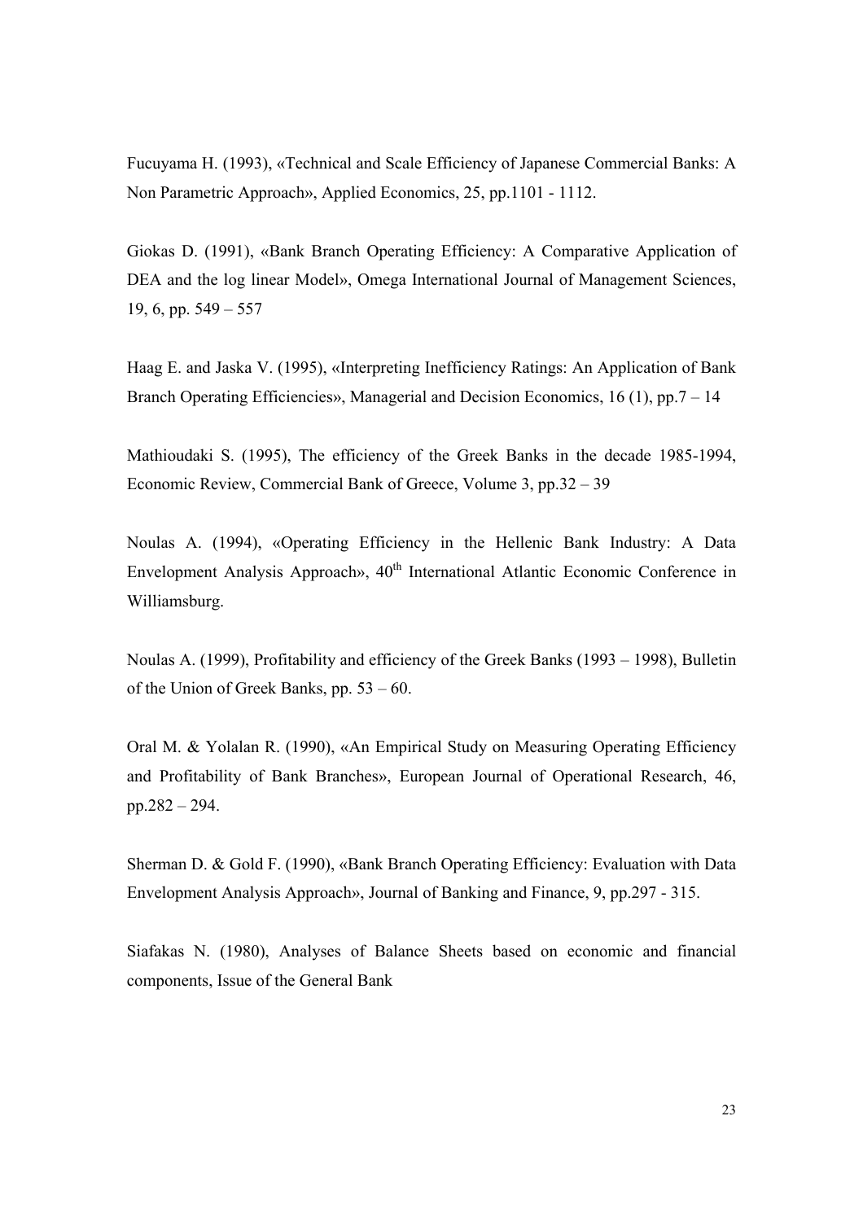Fucuyama H. (1993), «Technical and Scale Efficiency of Japanese Commercial Banks: A Non Parametric Approach», Applied Economics, 25, pp.1101 - 1112.

Giokas D. (1991), «Bank Branch Operating Efficiency: A Comparative Application of DEA and the log linear Model», Omega International Journal of Management Sciences, 19, 6, pp. 549 – 557

Haag E. and Jaska V. (1995), «Interpreting Inefficiency Ratings: An Application of Bank Branch Operating Efficiencies», Managerial and Decision Economics, 16 (1), pp.7 – 14

Mathioudaki S. (1995), The efficiency of the Greek Banks in the decade 1985-1994, Economic Review, Commercial Bank of Greece, Volume 3, pp.32 – 39

Noulas A. (1994), «Operating Efficiency in the Hellenic Bank Industry: A Data Envelopment Analysis Approach», 40th International Atlantic Economic Conference in Williamsburg.

Noulas A. (1999), Profitability and efficiency of the Greek Banks (1993 – 1998), Bulletin of the Union of Greek Banks, pp. 53 – 60.

Oral M. & Yolalan R. (1990), «An Empirical Study on Measuring Operating Efficiency and Profitability of Bank Branches», European Journal of Operational Research, 46, pp.282 – 294.

Sherman D. & Gold F. (1990), «Bank Branch Operating Efficiency: Evaluation with Data Envelopment Analysis Approach», Journal of Banking and Finance, 9, pp.297 - 315.

Siafakas N. (1980), Analyses of Balance Sheets based on economic and financial components, Issue of the General Bank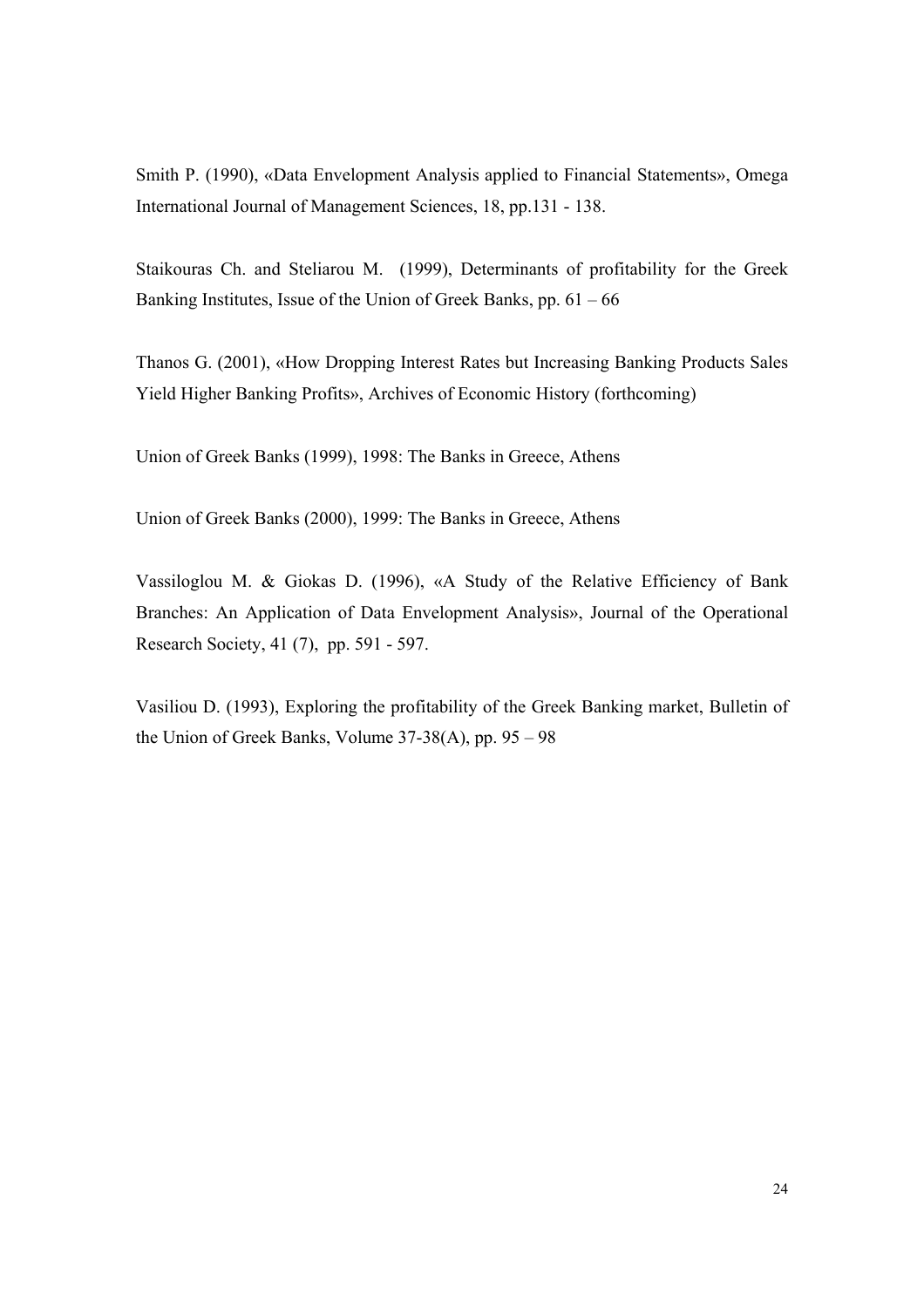Smith P. (1990), «Data Envelopment Analysis applied to Financial Statements», Omega International Journal of Management Sciences, 18, pp.131 - 138.

Staikouras Ch. and Steliarou M. (1999), Determinants of profitability for the Greek Banking Institutes, Issue of the Union of Greek Banks, pp. 61 – 66

Thanos G. (2001), «How Dropping Interest Rates but Increasing Banking Products Sales Yield Higher Banking Profits», Archives of Economic History (forthcoming)

Union of Greek Banks (1999), 1998: The Banks in Greece, Athens

Union of Greek Banks (2000), 1999: The Banks in Greece, Athens

Vassiloglou M. & Giokas D. (1996), «A Study of the Relative Efficiency of Bank Branches: An Application of Data Envelopment Analysis», Journal of the Operational Research Society, 41 (7), pp. 591 - 597.

Vasiliou D. (1993), Exploring the profitability of the Greek Banking market, Bulletin of the Union of Greek Banks, Volume 37-38(A), pp. 95 – 98